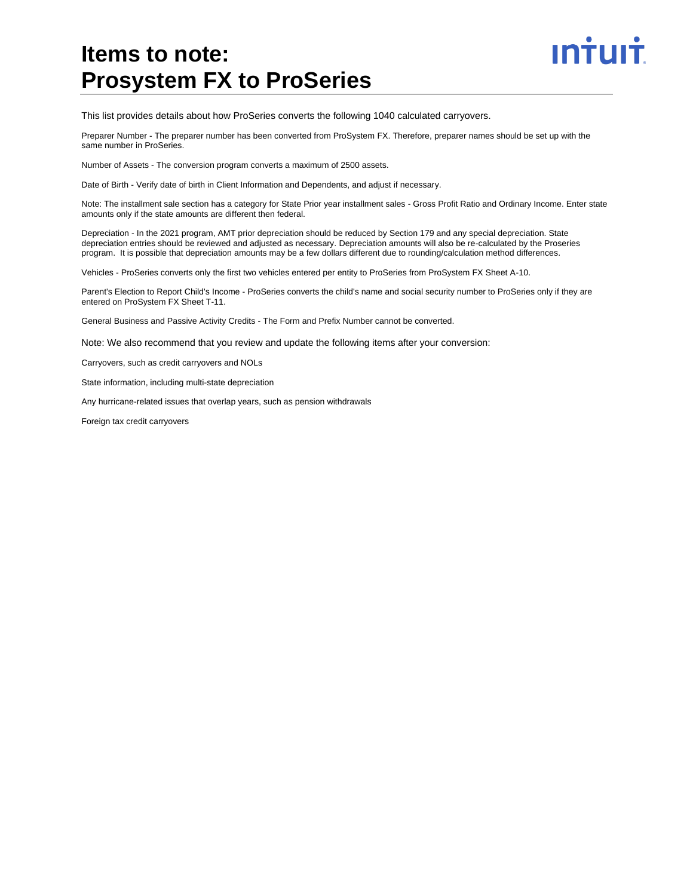# Items to note: Prosystem FX to ProSeries

This list provides details about how ProSeries converts the following 1040 calculated carryovers.

Preparer Number - The preparer number has been converted from ProSystem FX. Therefore, preparer names should be set up with the same number in ProSeries.

Number of Assets - The conversion program converts a maximum of 2500 assets.

Date of Birth - Verify date of birth in Client Information and Dependents, and adjust if necessary.

Note: The installment sale section has a category for State Prior year installment sales - Gross Profit Ratio and Ordinary Income. Enter state amounts only if the state amounts are different then federal.

Depreciation - In the 2021 program, AMT prior depreciation should be reduced by Section 179 and any special depreciation. State depreciation entries should be reviewed and adjusted as necessary. Depreciation amounts will also be re-calculated by the Proseries program. It is possible that depreciation amounts may be a few dollars different due to rounding/calculation method differences.

Vehicles - ProSeries converts only the first two vehicles entered per entity to ProSeries from ProSystem FX Sheet A-10.

Parent's Election to Report Child's Income - ProSeries converts the child's name and social security number to ProSeries only if they are entered on ProSystem FX Sheet T-11.

General Business and Passive Activity Credits - The Form and Prefix Number cannot be converted.

Note: We also recommend that you review and update the following items after your conversion:

Carryovers, such as credit carryovers and NOLs

State information, including multi-state depreciation

Any hurricane-related issues that overlap years, such as pension withdrawals

Foreign tax credit carryovers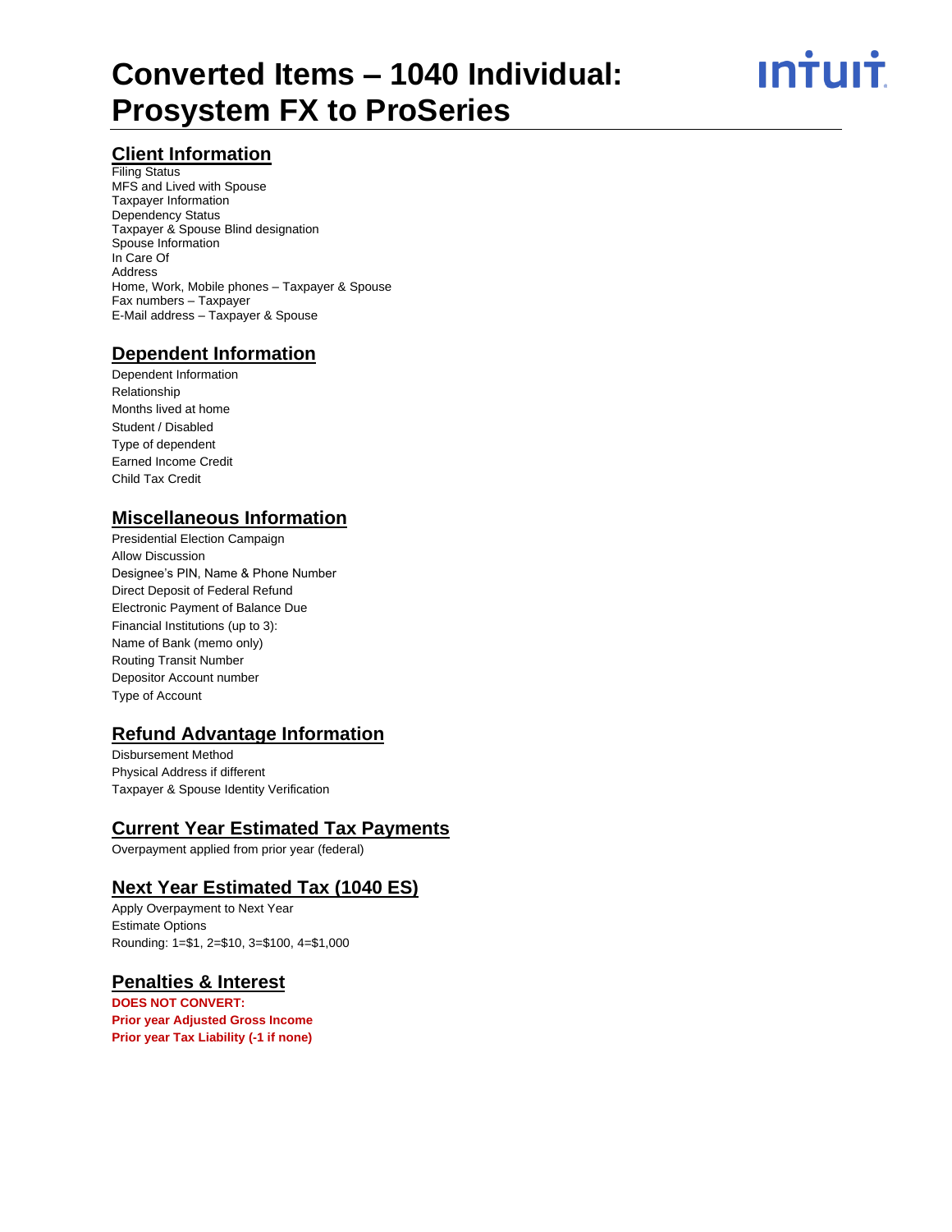# Converted Items – 1040 Individual: Prosystem FX to ProSeries

## Client Information

Filing Status
MFS and Lived with Spouse
Taxpayer Information
Dependency Status
Taxpayer & Spouse Blind designation
Spouse Information
In Care Of
Address
Home, Work, Mobile phones – Taxpayer & Spouse
Fax numbers – Taxpayer
E-Mail address – Taxpayer & Spouse

## Dependent Information

Dependent Information
Relationship
Months lived at home
Student / Disabled
Type of dependent
Earned Income Credit
Child Tax Credit

## Miscellaneous Information

Presidential Election Campaign
Allow Discussion
Designee's PIN, Name & Phone Number
Direct Deposit of Federal Refund
Electronic Payment of Balance Due
Financial Institutions (up to 3):
Name of Bank (memo only)
Routing Transit Number
Depositor Account number
Type of Account

## Refund Advantage Information

Disbursement Method
Physical Address if different
Taxpayer & Spouse Identity Verification

## Current Year Estimated Tax Payments

Overpayment applied from prior year (federal)

## Next Year Estimated Tax (1040 ES)

Apply Overpayment to Next Year
Estimate Options
Rounding: 1=$1, 2=$10, 3=$100, 4=$1,000

## Penalties & Interest

**DOES NOT CONVERT:**
**Prior year Adjusted Gross Income**
**Prior year Tax Liability (-1 if none)**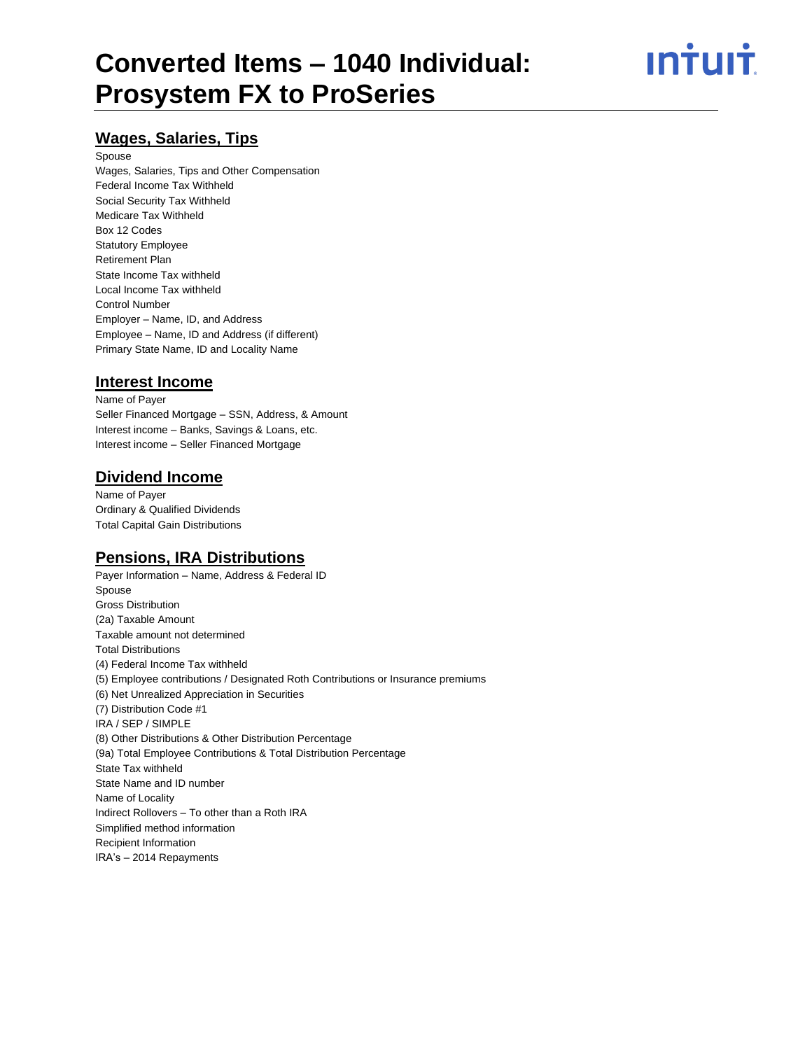# Converted Items – 1040 Individual: Prosystem FX to ProSeries

## Wages, Salaries, Tips

Spouse
Wages, Salaries, Tips and Other Compensation
Federal Income Tax Withheld
Social Security Tax Withheld
Medicare Tax Withheld
Box 12 Codes
Statutory Employee
Retirement Plan
State Income Tax withheld
Local Income Tax withheld
Control Number
Employer – Name, ID, and Address
Employee – Name, ID and Address (if different)
Primary State Name, ID and Locality Name

## Interest Income

Name of Payer
Seller Financed Mortgage – SSN, Address, & Amount
Interest income – Banks, Savings & Loans, etc.
Interest income – Seller Financed Mortgage

## Dividend Income

Name of Payer
Ordinary & Qualified Dividends
Total Capital Gain Distributions

## Pensions, IRA Distributions

Payer Information – Name, Address & Federal ID
Spouse
Gross Distribution
(2a) Taxable Amount
Taxable amount not determined
Total Distributions
(4) Federal Income Tax withheld
(5) Employee contributions / Designated Roth Contributions or Insurance premiums
(6) Net Unrealized Appreciation in Securities
(7) Distribution Code #1
IRA / SEP / SIMPLE
(8) Other Distributions & Other Distribution Percentage
(9a) Total Employee Contributions & Total Distribution Percentage
State Tax withheld
State Name and ID number
Name of Locality
Indirect Rollovers – To other than a Roth IRA
Simplified method information
Recipient Information
IRA's – 2014 Repayments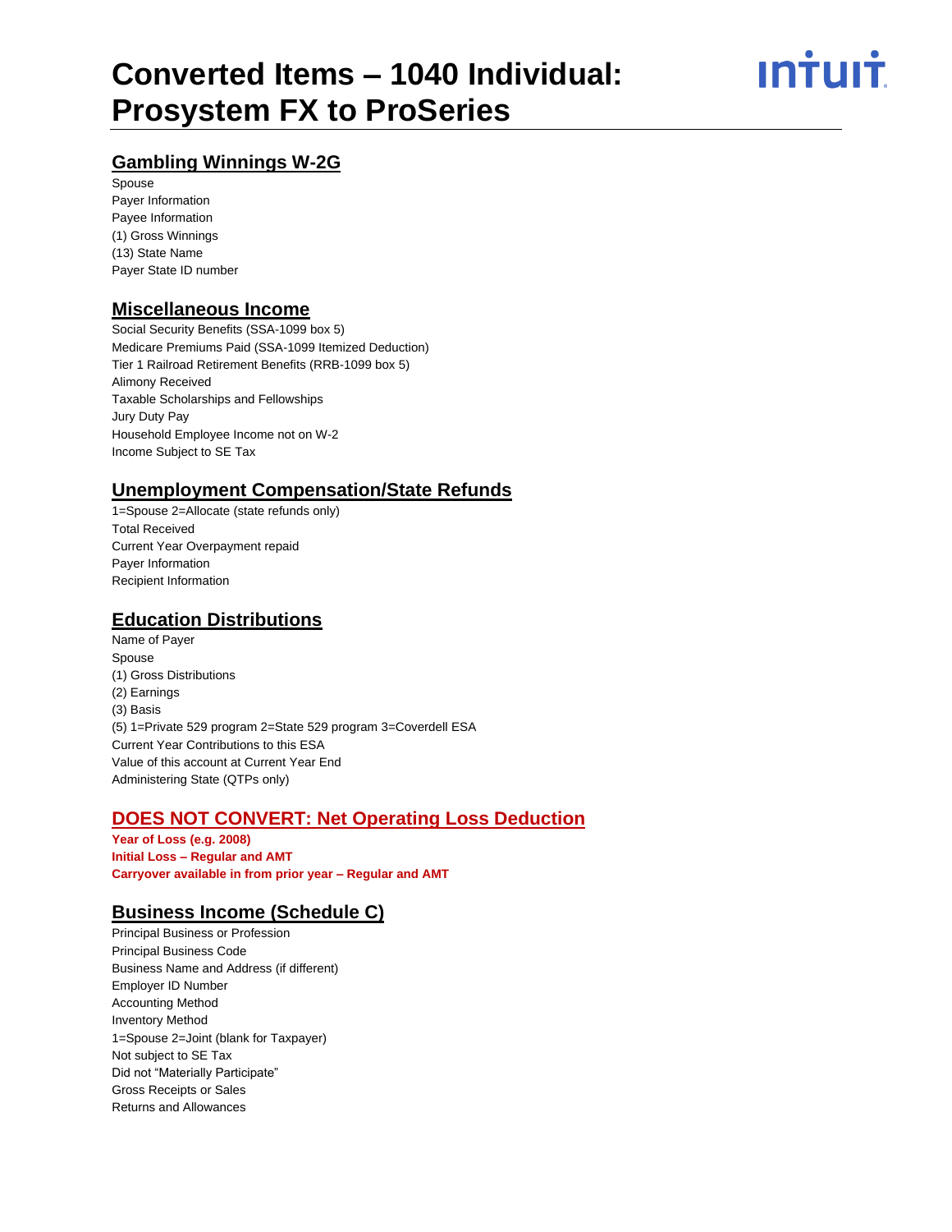# Converted Items – 1040 Individual: Prosystem FX to ProSeries

## Gambling Winnings W-2G

Spouse
Payer Information
Payee Information
(1) Gross Winnings
(13) State Name
Payer State ID number

## Miscellaneous Income

Social Security Benefits (SSA-1099 box 5)
Medicare Premiums Paid (SSA-1099 Itemized Deduction)
Tier 1 Railroad Retirement Benefits (RRB-1099 box 5)
Alimony Received
Taxable Scholarships and Fellowships
Jury Duty Pay
Household Employee Income not on W-2
Income Subject to SE Tax

## Unemployment Compensation/State Refunds

1=Spouse 2=Allocate (state refunds only)
Total Received
Current Year Overpayment repaid
Payer Information
Recipient Information

## Education Distributions

Name of Payer
Spouse
(1) Gross Distributions
(2) Earnings
(3) Basis
(5) 1=Private 529 program 2=State 529 program 3=Coverdell ESA
Current Year Contributions to this ESA
Value of this account at Current Year End
Administering State (QTPs only)

## DOES NOT CONVERT: Net Operating Loss Deduction

**Year of Loss (e.g. 2008)**
**Initial Loss – Regular and AMT**
**Carryover available in from prior year – Regular and AMT**

## Business Income (Schedule C)

Principal Business or Profession
Principal Business Code
Business Name and Address (if different)
Employer ID Number
Accounting Method
Inventory Method
1=Spouse 2=Joint (blank for Taxpayer)
Not subject to SE Tax
Did not "Materially Participate"
Gross Receipts or Sales
Returns and Allowances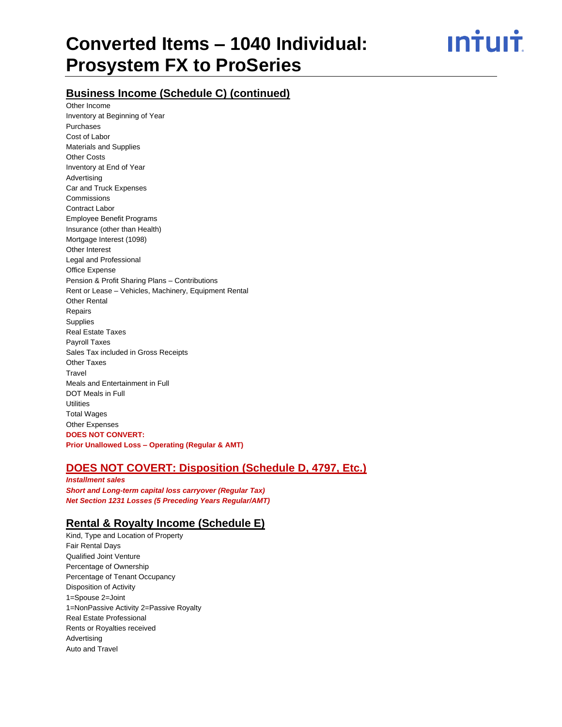# Converted Items – 1040 Individual: Prosystem FX to ProSeries

## Business Income (Schedule C) (continued)

Other Income
Inventory at Beginning of Year
Purchases
Cost of Labor
Materials and Supplies
Other Costs
Inventory at End of Year
Advertising
Car and Truck Expenses
Commissions
Contract Labor
Employee Benefit Programs
Insurance (other than Health)
Mortgage Interest (1098)
Other Interest
Legal and Professional
Office Expense
Pension & Profit Sharing Plans – Contributions
Rent or Lease – Vehicles, Machinery, Equipment Rental
Other Rental
Repairs
Supplies
Real Estate Taxes
Payroll Taxes
Sales Tax included in Gross Receipts
Other Taxes
Travel
Meals and Entertainment in Full
DOT Meals in Full
Utilities
Total Wages
Other Expenses
**DOES NOT CONVERT:**
**Prior Unallowed Loss – Operating (Regular & AMT)**

## DOES NOT COVERT: Disposition (Schedule D, 4797, Etc.)

***Installment sales***
***Short and Long-term capital loss carryover (Regular Tax)***
***Net Section 1231 Losses (5 Preceding Years Regular/AMT)***

## Rental & Royalty Income (Schedule E)

Kind, Type and Location of Property
Fair Rental Days
Qualified Joint Venture
Percentage of Ownership
Percentage of Tenant Occupancy
Disposition of Activity
1=Spouse 2=Joint
1=NonPassive Activity 2=Passive Royalty
Real Estate Professional
Rents or Royalties received
Advertising
Auto and Travel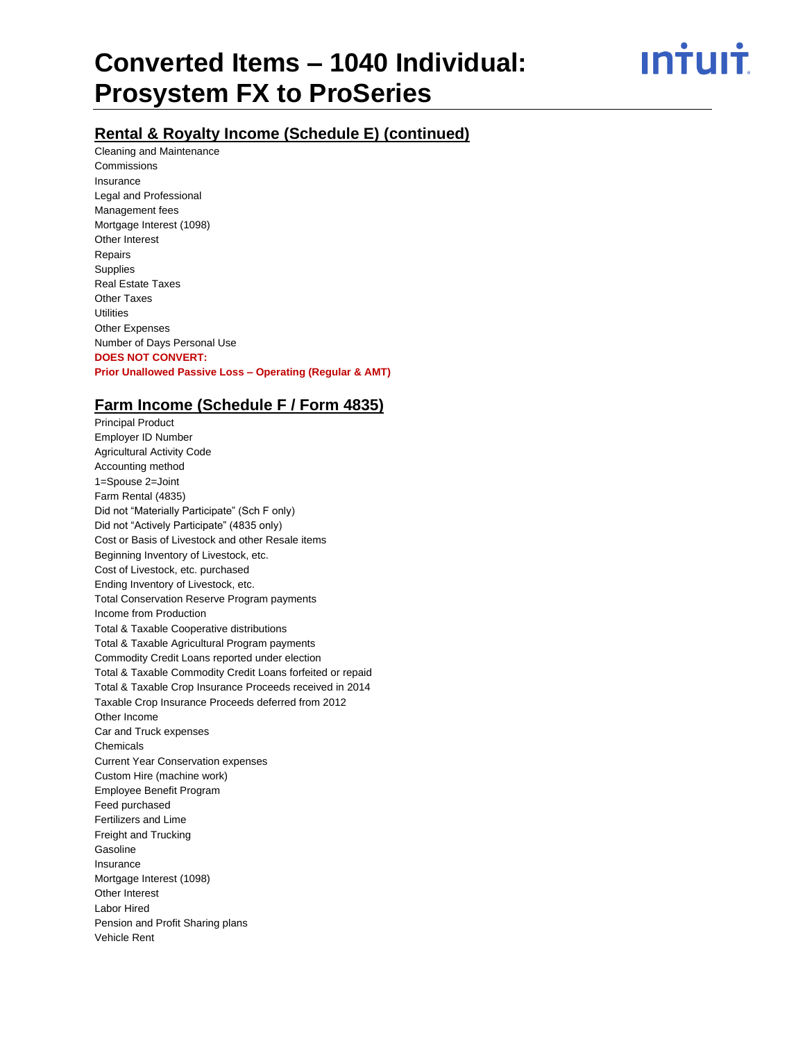# Converted Items – 1040 Individual: Prosystem FX to ProSeries

## Rental & Royalty Income (Schedule E) (continued)

Cleaning and Maintenance
Commissions
Insurance
Legal and Professional
Management fees
Mortgage Interest (1098)
Other Interest
Repairs
Supplies
Real Estate Taxes
Other Taxes
Utilities
Other Expenses
Number of Days Personal Use
**DOES NOT CONVERT:**
**Prior Unallowed Passive Loss – Operating (Regular & AMT)**

## Farm Income (Schedule F / Form 4835)

Principal Product
Employer ID Number
Agricultural Activity Code
Accounting method
1=Spouse 2=Joint
Farm Rental (4835)
Did not "Materially Participate" (Sch F only)
Did not "Actively Participate" (4835 only)
Cost or Basis of Livestock and other Resale items
Beginning Inventory of Livestock, etc.
Cost of Livestock, etc. purchased
Ending Inventory of Livestock, etc.
Total Conservation Reserve Program payments
Income from Production
Total & Taxable Cooperative distributions
Total & Taxable Agricultural Program payments
Commodity Credit Loans reported under election
Total & Taxable Commodity Credit Loans forfeited or repaid
Total & Taxable Crop Insurance Proceeds received in 2014
Taxable Crop Insurance Proceeds deferred from 2012
Other Income
Car and Truck expenses
Chemicals
Current Year Conservation expenses
Custom Hire (machine work)
Employee Benefit Program
Feed purchased
Fertilizers and Lime
Freight and Trucking
Gasoline
Insurance
Mortgage Interest (1098)
Other Interest
Labor Hired
Pension and Profit Sharing plans
Vehicle Rent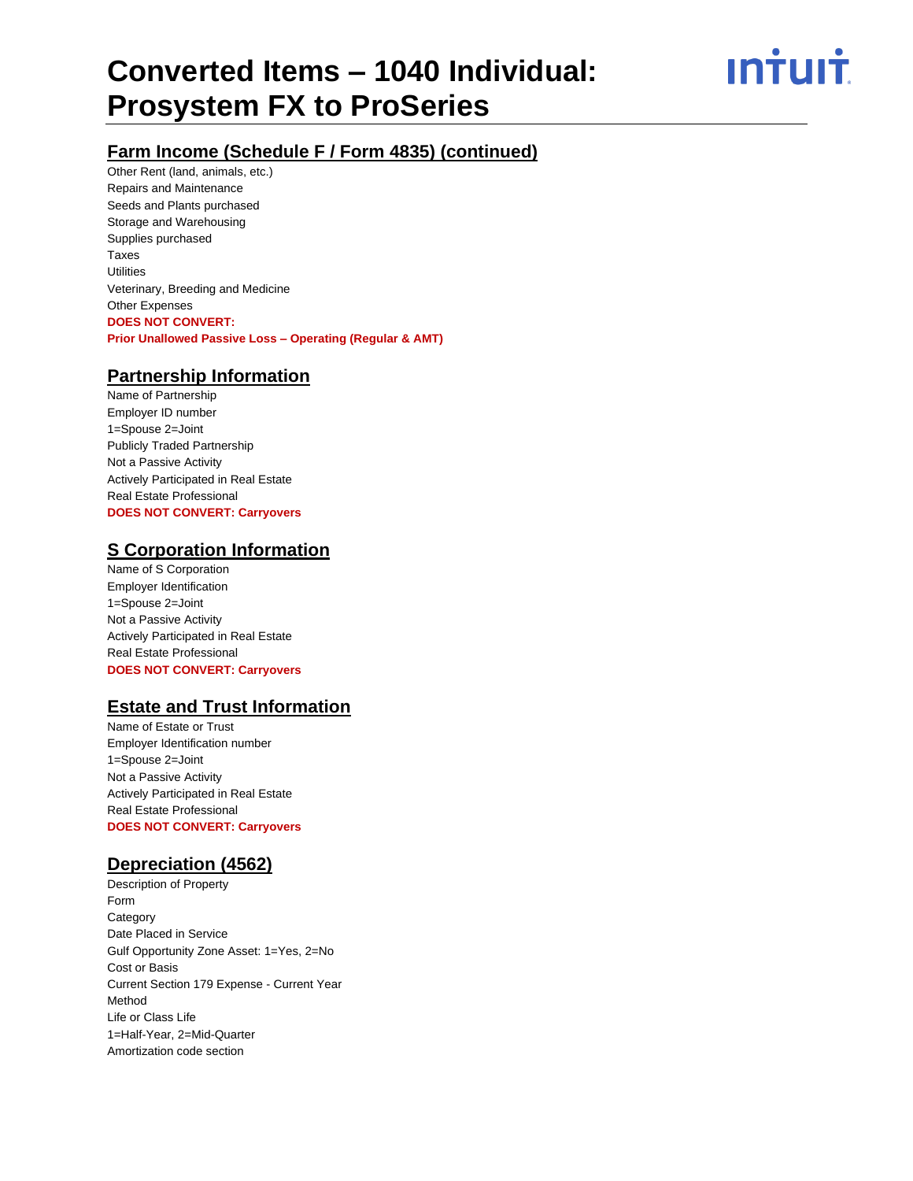## Farm Income (Schedule F / Form 4835) (continued)

Other Rent (land, animals, etc.)
Repairs and Maintenance
Seeds and Plants purchased
Storage and Warehousing
Supplies purchased
Taxes
Utilities
Veterinary, Breeding and Medicine
Other Expenses
**DOES NOT CONVERT:**
**Prior Unallowed Passive Loss – Operating (Regular & AMT)**

## Partnership Information

Name of Partnership
Employer ID number
1=Spouse 2=Joint
Publicly Traded Partnership
Not a Passive Activity
Actively Participated in Real Estate
Real Estate Professional
**DOES NOT CONVERT: Carryovers**

## S Corporation Information

Name of S Corporation
Employer Identification
1=Spouse 2=Joint
Not a Passive Activity
Actively Participated in Real Estate
Real Estate Professional
**DOES NOT CONVERT: Carryovers**

## Estate and Trust Information

Name of Estate or Trust
Employer Identification number
1=Spouse 2=Joint
Not a Passive Activity
Actively Participated in Real Estate
Real Estate Professional
**DOES NOT CONVERT: Carryovers**

## Depreciation (4562)

Description of Property
Form
Category
Date Placed in Service
Gulf Opportunity Zone Asset: 1=Yes, 2=No
Cost or Basis
Current Section 179 Expense - Current Year
Method
Life or Class Life
1=Half-Year, 2=Mid-Quarter
Amortization code section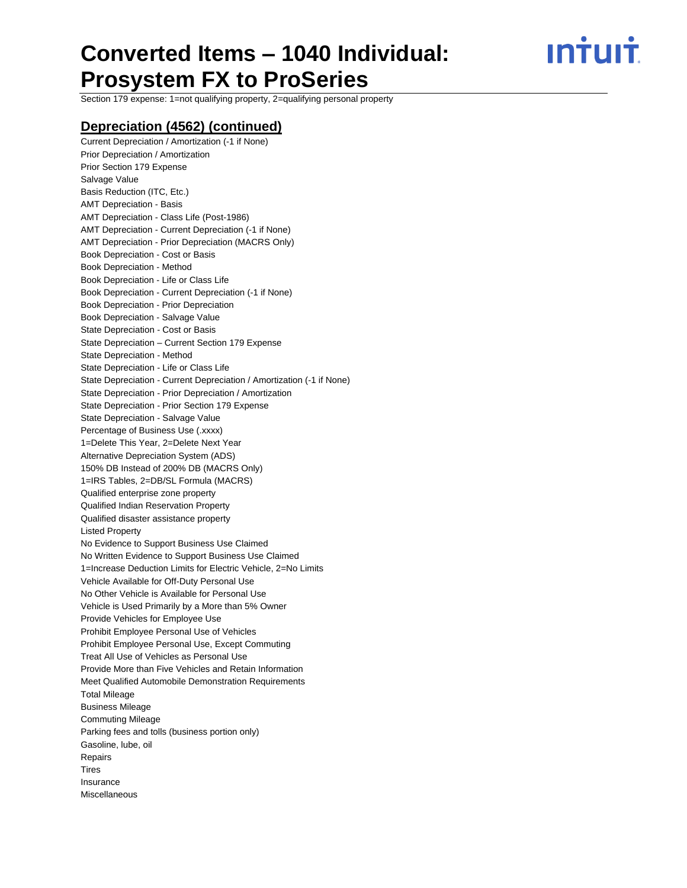Section 179 expense: 1=not qualifying property, 2=qualifying personal property

## Depreciation (4562) (continued)

Current Depreciation / Amortization (-1 if None)
Prior Depreciation / Amortization
Prior Section 179 Expense
Salvage Value
Basis Reduction (ITC, Etc.)
AMT Depreciation - Basis
AMT Depreciation - Class Life (Post-1986)
AMT Depreciation - Current Depreciation (-1 if None)
AMT Depreciation - Prior Depreciation (MACRS Only)
Book Depreciation - Cost or Basis
Book Depreciation - Method
Book Depreciation - Life or Class Life
Book Depreciation - Current Depreciation (-1 if None)
Book Depreciation - Prior Depreciation
Book Depreciation - Salvage Value
State Depreciation - Cost or Basis
State Depreciation – Current Section 179 Expense
State Depreciation - Method
State Depreciation - Life or Class Life
State Depreciation - Current Depreciation / Amortization (-1 if None)
State Depreciation - Prior Depreciation / Amortization
State Depreciation - Prior Section 179 Expense
State Depreciation - Salvage Value
Percentage of Business Use (.xxxx)
1=Delete This Year, 2=Delete Next Year
Alternative Depreciation System (ADS)
150% DB Instead of 200% DB (MACRS Only)
1=IRS Tables, 2=DB/SL Formula (MACRS)
Qualified enterprise zone property
Qualified Indian Reservation Property
Qualified disaster assistance property
Listed Property
No Evidence to Support Business Use Claimed
No Written Evidence to Support Business Use Claimed
1=Increase Deduction Limits for Electric Vehicle, 2=No Limits
Vehicle Available for Off-Duty Personal Use
No Other Vehicle is Available for Personal Use
Vehicle is Used Primarily by a More than 5% Owner
Provide Vehicles for Employee Use
Prohibit Employee Personal Use of Vehicles
Prohibit Employee Personal Use, Except Commuting
Treat All Use of Vehicles as Personal Use
Provide More than Five Vehicles and Retain Information
Meet Qualified Automobile Demonstration Requirements
Total Mileage
Business Mileage
Commuting Mileage
Parking fees and tolls (business portion only)
Gasoline, lube, oil
Repairs
Tires
Insurance
Miscellaneous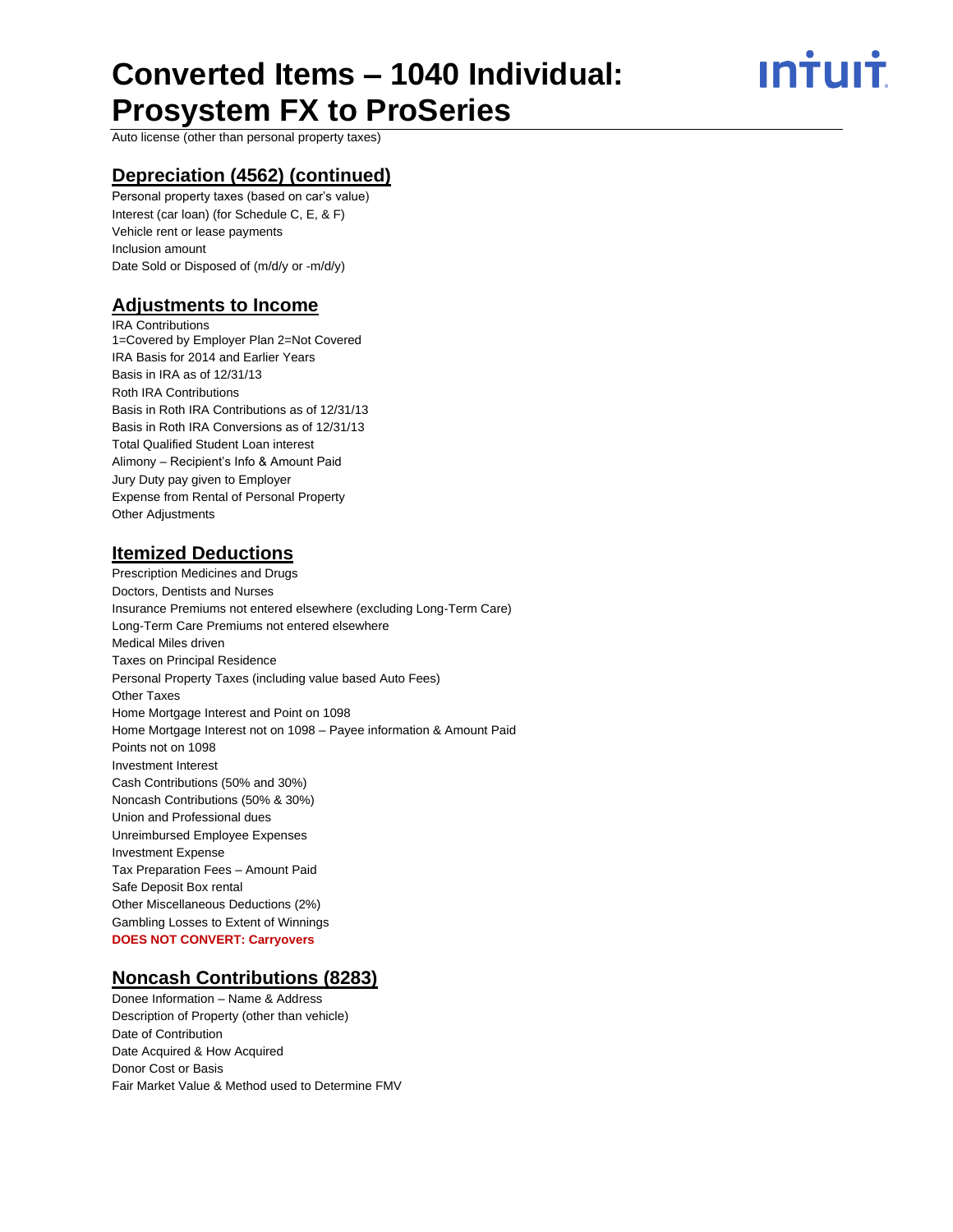Auto license (other than personal property taxes)

## Depreciation (4562) (continued)

Personal property taxes (based on car's value)
Interest (car loan) (for Schedule C, E, & F)
Vehicle rent or lease payments
Inclusion amount
Date Sold or Disposed of (m/d/y or -m/d/y)

## Adjustments to Income

IRA Contributions
1=Covered by Employer Plan 2=Not Covered
IRA Basis for 2014 and Earlier Years
Basis in IRA as of 12/31/13
Roth IRA Contributions
Basis in Roth IRA Contributions as of 12/31/13
Basis in Roth IRA Conversions as of 12/31/13
Total Qualified Student Loan interest
Alimony – Recipient's Info & Amount Paid
Jury Duty pay given to Employer
Expense from Rental of Personal Property
Other Adjustments

## Itemized Deductions

Prescription Medicines and Drugs
Doctors, Dentists and Nurses
Insurance Premiums not entered elsewhere (excluding Long-Term Care)
Long-Term Care Premiums not entered elsewhere
Medical Miles driven
Taxes on Principal Residence
Personal Property Taxes (including value based Auto Fees)
Other Taxes
Home Mortgage Interest and Point on 1098
Home Mortgage Interest not on 1098 – Payee information & Amount Paid
Points not on 1098
Investment Interest
Cash Contributions (50% and 30%)
Noncash Contributions (50% & 30%)
Union and Professional dues
Unreimbursed Employee Expenses
Investment Expense
Tax Preparation Fees – Amount Paid
Safe Deposit Box rental
Other Miscellaneous Deductions (2%)
Gambling Losses to Extent of Winnings
**DOES NOT CONVERT: Carryovers**

## Noncash Contributions (8283)

Donee Information – Name & Address
Description of Property (other than vehicle)
Date of Contribution
Date Acquired & How Acquired
Donor Cost or Basis
Fair Market Value & Method used to Determine FMV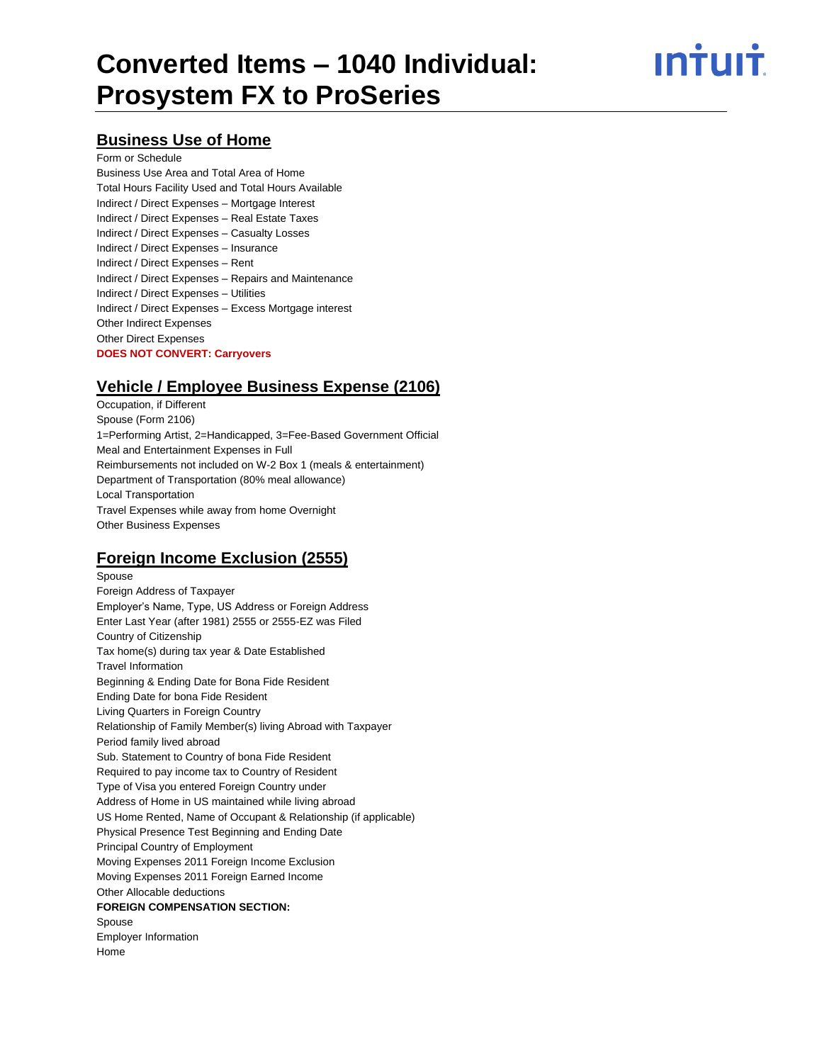# Converted Items – 1040 Individual: Prosystem FX to ProSeries

## Business Use of Home

Form or Schedule
Business Use Area and Total Area of Home
Total Hours Facility Used and Total Hours Available
Indirect / Direct Expenses – Mortgage Interest
Indirect / Direct Expenses – Real Estate Taxes
Indirect / Direct Expenses – Casualty Losses
Indirect / Direct Expenses – Insurance
Indirect / Direct Expenses – Rent
Indirect / Direct Expenses – Repairs and Maintenance
Indirect / Direct Expenses – Utilities
Indirect / Direct Expenses – Excess Mortgage interest
Other Indirect Expenses
Other Direct Expenses
**DOES NOT CONVERT: Carryovers**

## Vehicle / Employee Business Expense (2106)

Occupation, if Different
Spouse (Form 2106)
1=Performing Artist, 2=Handicapped, 3=Fee-Based Government Official
Meal and Entertainment Expenses in Full
Reimbursements not included on W-2 Box 1 (meals & entertainment)
Department of Transportation (80% meal allowance)
Local Transportation
Travel Expenses while away from home Overnight
Other Business Expenses

## Foreign Income Exclusion (2555)

Spouse
Foreign Address of Taxpayer
Employer's Name, Type, US Address or Foreign Address
Enter Last Year (after 1981) 2555 or 2555-EZ was Filed
Country of Citizenship
Tax home(s) during tax year & Date Established
Travel Information
Beginning & Ending Date for Bona Fide Resident
Ending Date for bona Fide Resident
Living Quarters in Foreign Country
Relationship of Family Member(s) living Abroad with Taxpayer
Period family lived abroad
Sub. Statement to Country of bona Fide Resident
Required to pay income tax to Country of Resident
Type of Visa you entered Foreign Country under
Address of Home in US maintained while living abroad
US Home Rented, Name of Occupant & Relationship (if applicable)
Physical Presence Test Beginning and Ending Date
Principal Country of Employment
Moving Expenses 2011 Foreign Income Exclusion
Moving Expenses 2011 Foreign Earned Income
Other Allocable deductions
**FOREIGN COMPENSATION SECTION:**
Spouse
Employer Information
Home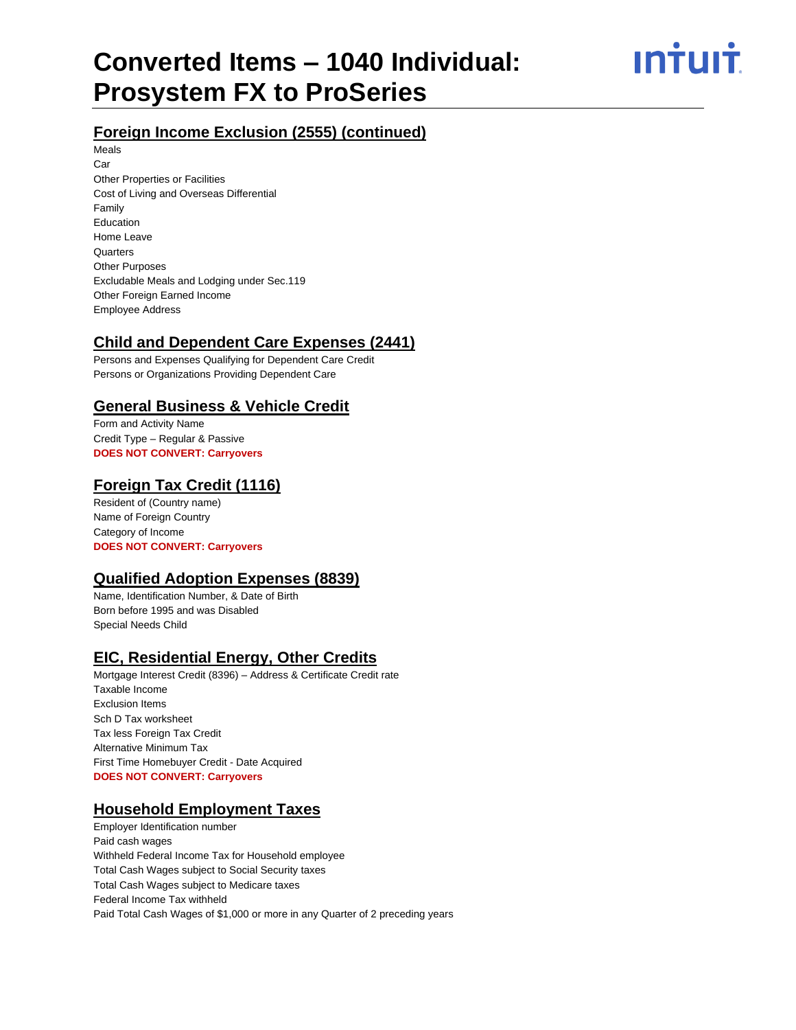## Foreign Income Exclusion (2555) (continued)

Meals
Car
Other Properties or Facilities
Cost of Living and Overseas Differential
Family
Education
Home Leave
Quarters
Other Purposes
Excludable Meals and Lodging under Sec.119
Other Foreign Earned Income
Employee Address

## Child and Dependent Care Expenses (2441)

Persons and Expenses Qualifying for Dependent Care Credit
Persons or Organizations Providing Dependent Care

## General Business & Vehicle Credit

Form and Activity Name
Credit Type – Regular & Passive
**DOES NOT CONVERT: Carryovers**

## Foreign Tax Credit (1116)

Resident of (Country name)
Name of Foreign Country
Category of Income
**DOES NOT CONVERT: Carryovers**

## Qualified Adoption Expenses (8839)

Name, Identification Number, & Date of Birth
Born before 1995 and was Disabled
Special Needs Child

## EIC, Residential Energy, Other Credits

Mortgage Interest Credit (8396) – Address & Certificate Credit rate
Taxable Income
Exclusion Items
Sch D Tax worksheet
Tax less Foreign Tax Credit
Alternative Minimum Tax
First Time Homebuyer Credit - Date Acquired
**DOES NOT CONVERT: Carryovers**

## Household Employment Taxes

Employer Identification number
Paid cash wages
Withheld Federal Income Tax for Household employee
Total Cash Wages subject to Social Security taxes
Total Cash Wages subject to Medicare taxes
Federal Income Tax withheld
Paid Total Cash Wages of $1,000 or more in any Quarter of 2 preceding years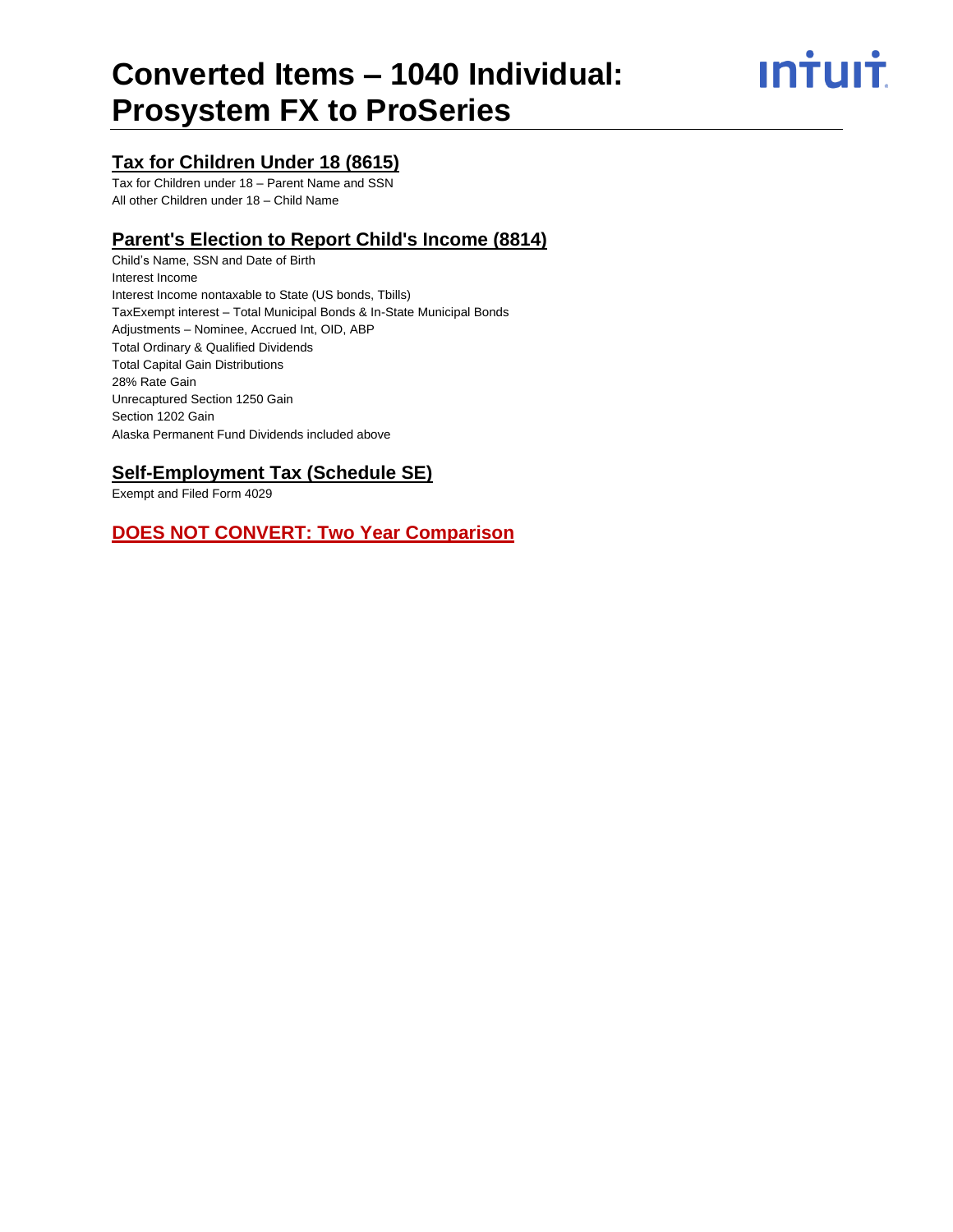# Converted Items – 1040 Individual: Prosystem FX to ProSeries

## Tax for Children Under 18 (8615)

Tax for Children under 18 – Parent Name and SSN
All other Children under 18 – Child Name

## Parent's Election to Report Child's Income (8814)

Child's Name, SSN and Date of Birth
Interest Income
Interest Income nontaxable to State (US bonds, Tbills)
TaxExempt interest – Total Municipal Bonds & In-State Municipal Bonds
Adjustments – Nominee, Accrued Int, OID, ABP
Total Ordinary & Qualified Dividends
Total Capital Gain Distributions
28% Rate Gain
Unrecaptured Section 1250 Gain
Section 1202 Gain
Alaska Permanent Fund Dividends included above

## Self-Employment Tax (Schedule SE)

Exempt and Filed Form 4029

## DOES NOT CONVERT: Two Year Comparison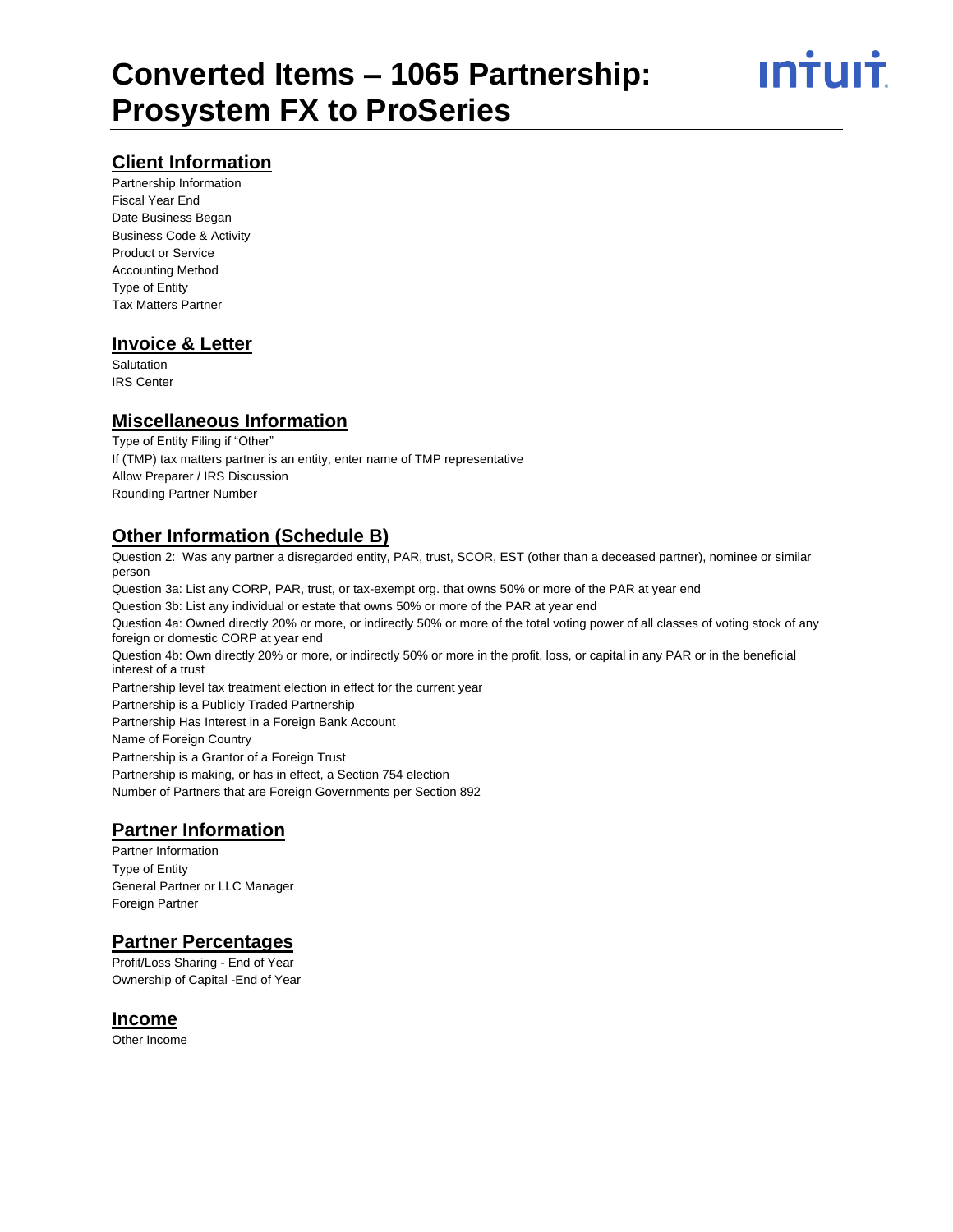# Converted Items – 1065 Partnership: Prosystem FX to ProSeries

## Client Information

Partnership Information
Fiscal Year End
Date Business Began
Business Code & Activity
Product or Service
Accounting Method
Type of Entity
Tax Matters Partner

## Invoice & Letter

Salutation
IRS Center

## Miscellaneous Information

Type of Entity Filing if "Other"
If (TMP) tax matters partner is an entity, enter name of TMP representative
Allow Preparer / IRS Discussion
Rounding Partner Number

## Other Information (Schedule B)

Question 2: Was any partner a disregarded entity, PAR, trust, SCOR, EST (other than a deceased partner), nominee or similar person
Question 3a: List any CORP, PAR, trust, or tax-exempt org. that owns 50% or more of the PAR at year end
Question 3b: List any individual or estate that owns 50% or more of the PAR at year end
Question 4a: Owned directly 20% or more, or indirectly 50% or more of the total voting power of all classes of voting stock of any foreign or domestic CORP at year end
Question 4b: Own directly 20% or more, or indirectly 50% or more in the profit, loss, or capital in any PAR or in the beneficial interest of a trust
Partnership level tax treatment election in effect for the current year
Partnership is a Publicly Traded Partnership
Partnership Has Interest in a Foreign Bank Account
Name of Foreign Country
Partnership is a Grantor of a Foreign Trust
Partnership is making, or has in effect, a Section 754 election
Number of Partners that are Foreign Governments per Section 892

## Partner Information

Partner Information
Type of Entity
General Partner or LLC Manager
Foreign Partner

## Partner Percentages

Profit/Loss Sharing - End of Year
Ownership of Capital -End of Year

## Income

Other Income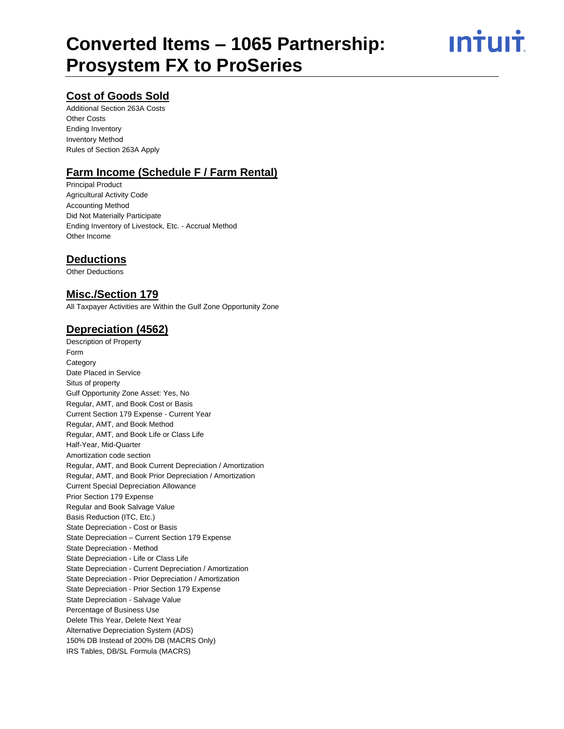# Converted Items – 1065 Partnership: Prosystem FX to ProSeries

## Cost of Goods Sold

Additional Section 263A Costs
Other Costs
Ending Inventory
Inventory Method
Rules of Section 263A Apply

## Farm Income (Schedule F / Farm Rental)

Principal Product
Agricultural Activity Code
Accounting Method
Did Not Materially Participate
Ending Inventory of Livestock, Etc. - Accrual Method
Other Income

## Deductions

Other Deductions

## Misc./Section 179

All Taxpayer Activities are Within the Gulf Zone Opportunity Zone

## Depreciation (4562)

Description of Property
Form
Category
Date Placed in Service
Situs of property
Gulf Opportunity Zone Asset: Yes, No
Regular, AMT, and Book Cost or Basis
Current Section 179 Expense - Current Year
Regular, AMT, and Book Method
Regular, AMT, and Book Life or Class Life
Half-Year, Mid-Quarter
Amortization code section
Regular, AMT, and Book Current Depreciation / Amortization
Regular, AMT, and Book Prior Depreciation / Amortization
Current Special Depreciation Allowance
Prior Section 179 Expense
Regular and Book Salvage Value
Basis Reduction (ITC, Etc.)
State Depreciation - Cost or Basis
State Depreciation – Current Section 179 Expense
State Depreciation - Method
State Depreciation - Life or Class Life
State Depreciation - Current Depreciation / Amortization
State Depreciation - Prior Depreciation / Amortization
State Depreciation - Prior Section 179 Expense
State Depreciation - Salvage Value
Percentage of Business Use
Delete This Year, Delete Next Year
Alternative Depreciation System (ADS)
150% DB Instead of 200% DB (MACRS Only)
IRS Tables, DB/SL Formula (MACRS)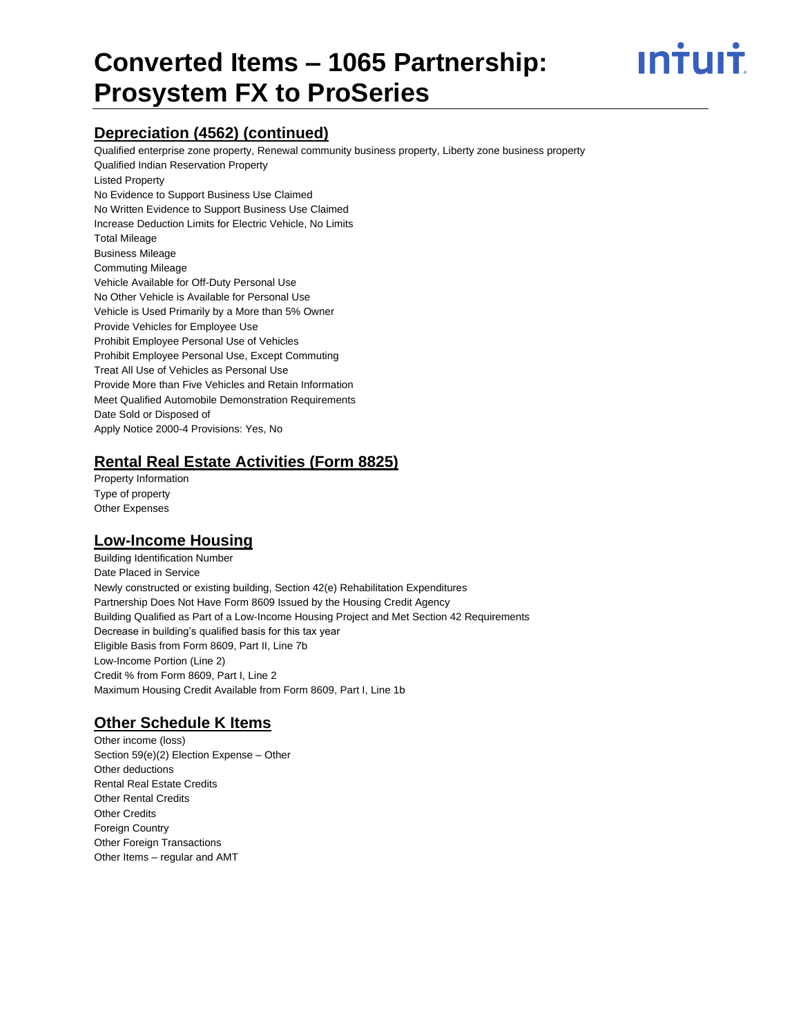## Depreciation (4562) (continued)

Qualified enterprise zone property, Renewal community business property, Liberty zone business property
Qualified Indian Reservation Property
Listed Property
No Evidence to Support Business Use Claimed
No Written Evidence to Support Business Use Claimed
Increase Deduction Limits for Electric Vehicle, No Limits
Total Mileage
Business Mileage
Commuting Mileage
Vehicle Available for Off-Duty Personal Use
No Other Vehicle is Available for Personal Use
Vehicle is Used Primarily by a More than 5% Owner
Provide Vehicles for Employee Use
Prohibit Employee Personal Use of Vehicles
Prohibit Employee Personal Use, Except Commuting
Treat All Use of Vehicles as Personal Use
Provide More than Five Vehicles and Retain Information
Meet Qualified Automobile Demonstration Requirements
Date Sold or Disposed of
Apply Notice 2000-4 Provisions: Yes, No

## Rental Real Estate Activities (Form 8825)

Property Information
Type of property
Other Expenses

## Low-Income Housing

Building Identification Number
Date Placed in Service
Newly constructed or existing building, Section 42(e) Rehabilitation Expenditures
Partnership Does Not Have Form 8609 Issued by the Housing Credit Agency
Building Qualified as Part of a Low-Income Housing Project and Met Section 42 Requirements
Decrease in building's qualified basis for this tax year
Eligible Basis from Form 8609, Part II, Line 7b
Low-Income Portion (Line 2)
Credit % from Form 8609, Part I, Line 2
Maximum Housing Credit Available from Form 8609, Part I, Line 1b

## Other Schedule K Items

Other income (loss)
Section 59(e)(2) Election Expense – Other
Other deductions
Rental Real Estate Credits
Other Rental Credits
Other Credits
Foreign Country
Other Foreign Transactions
Other Items – regular and AMT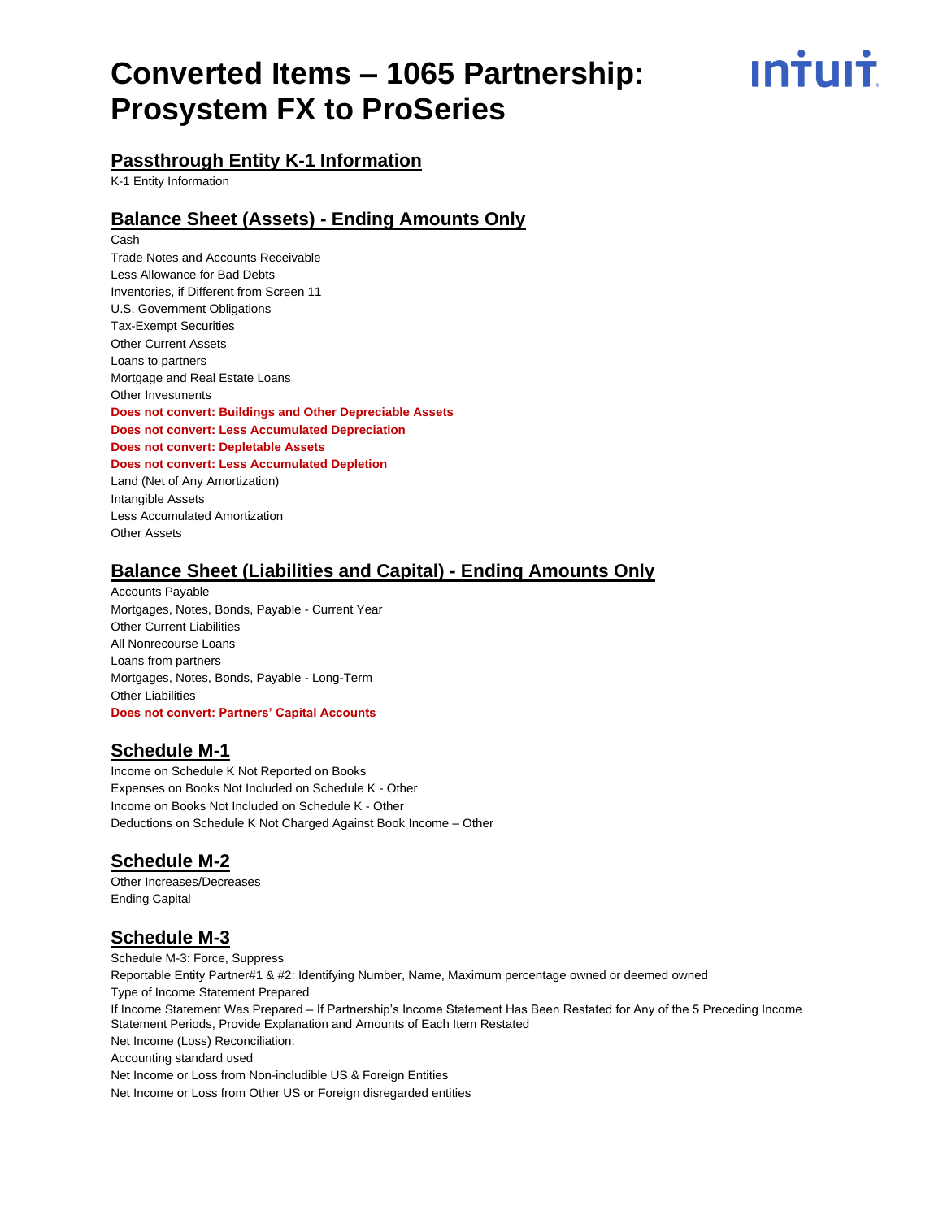# Converted Items – 1065 Partnership: Prosystem FX to ProSeries

## Passthrough Entity K-1 Information

K-1 Entity Information

## Balance Sheet (Assets) - Ending Amounts Only

Cash
Trade Notes and Accounts Receivable
Less Allowance for Bad Debts
Inventories, if Different from Screen 11
U.S. Government Obligations
Tax-Exempt Securities
Other Current Assets
Loans to partners
Mortgage and Real Estate Loans
Other Investments
**Does not convert: Buildings and Other Depreciable Assets**
**Does not convert: Less Accumulated Depreciation**
**Does not convert: Depletable Assets**
**Does not convert: Less Accumulated Depletion**
Land (Net of Any Amortization)
Intangible Assets
Less Accumulated Amortization
Other Assets

## Balance Sheet (Liabilities and Capital) - Ending Amounts Only

Accounts Payable
Mortgages, Notes, Bonds, Payable - Current Year
Other Current Liabilities
All Nonrecourse Loans
Loans from partners
Mortgages, Notes, Bonds, Payable - Long-Term
Other Liabilities
**Does not convert: Partners' Capital Accounts**

## Schedule M-1

Income on Schedule K Not Reported on Books
Expenses on Books Not Included on Schedule K - Other
Income on Books Not Included on Schedule K - Other
Deductions on Schedule K Not Charged Against Book Income – Other

## Schedule M-2

Other Increases/Decreases
Ending Capital

## Schedule M-3

Schedule M-3: Force, Suppress
Reportable Entity Partner#1 & #2: Identifying Number, Name, Maximum percentage owned or deemed owned
Type of Income Statement Prepared
If Income Statement Was Prepared – If Partnership's Income Statement Has Been Restated for Any of the 5 Preceding Income Statement Periods, Provide Explanation and Amounts of Each Item Restated
Net Income (Loss) Reconciliation:
Accounting standard used
Net Income or Loss from Non-includible US & Foreign Entities
Net Income or Loss from Other US or Foreign disregarded entities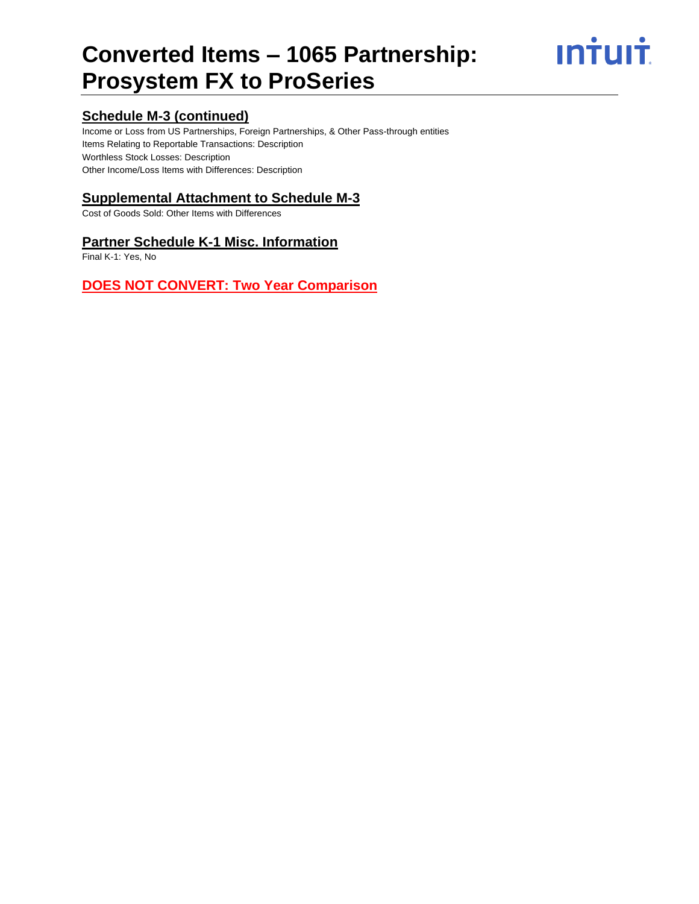## Schedule M-3 (continued)

Income or Loss from US Partnerships, Foreign Partnerships, & Other Pass-through entities
Items Relating to Reportable Transactions: Description
Worthless Stock Losses: Description
Other Income/Loss Items with Differences: Description

## Supplemental Attachment to Schedule M-3

Cost of Goods Sold: Other Items with Differences

## Partner Schedule K-1 Misc. Information

Final K-1: Yes, No

## DOES NOT CONVERT: Two Year Comparison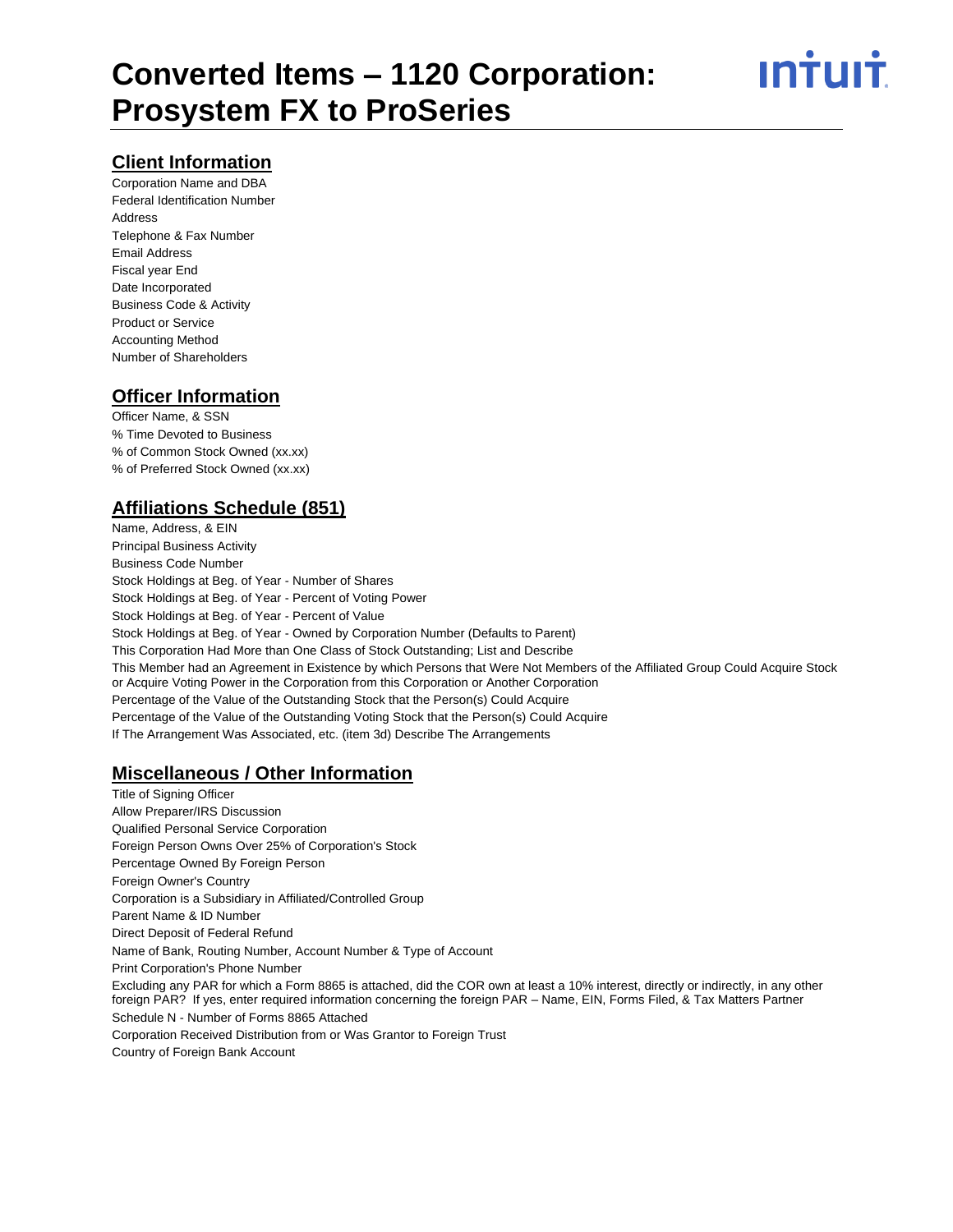# Converted Items – 1120 Corporation: Prosystem FX to ProSeries

## Client Information

Corporation Name and DBA
Federal Identification Number
Address
Telephone & Fax Number
Email Address
Fiscal year End
Date Incorporated
Business Code & Activity
Product or Service
Accounting Method
Number of Shareholders

## Officer Information

Officer Name, & SSN
% Time Devoted to Business
% of Common Stock Owned (xx.xx)
% of Preferred Stock Owned (xx.xx)

## Affiliations Schedule (851)

Name, Address, & EIN
Principal Business Activity
Business Code Number
Stock Holdings at Beg. of Year - Number of Shares
Stock Holdings at Beg. of Year - Percent of Voting Power
Stock Holdings at Beg. of Year - Percent of Value
Stock Holdings at Beg. of Year - Owned by Corporation Number (Defaults to Parent)
This Corporation Had More than One Class of Stock Outstanding; List and Describe
This Member had an Agreement in Existence by which Persons that Were Not Members of the Affiliated Group Could Acquire Stock or Acquire Voting Power in the Corporation from this Corporation or Another Corporation
Percentage of the Value of the Outstanding Stock that the Person(s) Could Acquire
Percentage of the Value of the Outstanding Voting Stock that the Person(s) Could Acquire
If The Arrangement Was Associated, etc. (item 3d) Describe The Arrangements

## Miscellaneous / Other Information

Title of Signing Officer
Allow Preparer/IRS Discussion
Qualified Personal Service Corporation
Foreign Person Owns Over 25% of Corporation's Stock
Percentage Owned By Foreign Person
Foreign Owner's Country
Corporation is a Subsidiary in Affiliated/Controlled Group
Parent Name & ID Number
Direct Deposit of Federal Refund
Name of Bank, Routing Number, Account Number & Type of Account
Print Corporation's Phone Number
Excluding any PAR for which a Form 8865 is attached, did the COR own at least a 10% interest, directly or indirectly, in any other foreign PAR? If yes, enter required information concerning the foreign PAR – Name, EIN, Forms Filed, & Tax Matters Partner
Schedule N - Number of Forms 8865 Attached
Corporation Received Distribution from or Was Grantor to Foreign Trust
Country of Foreign Bank Account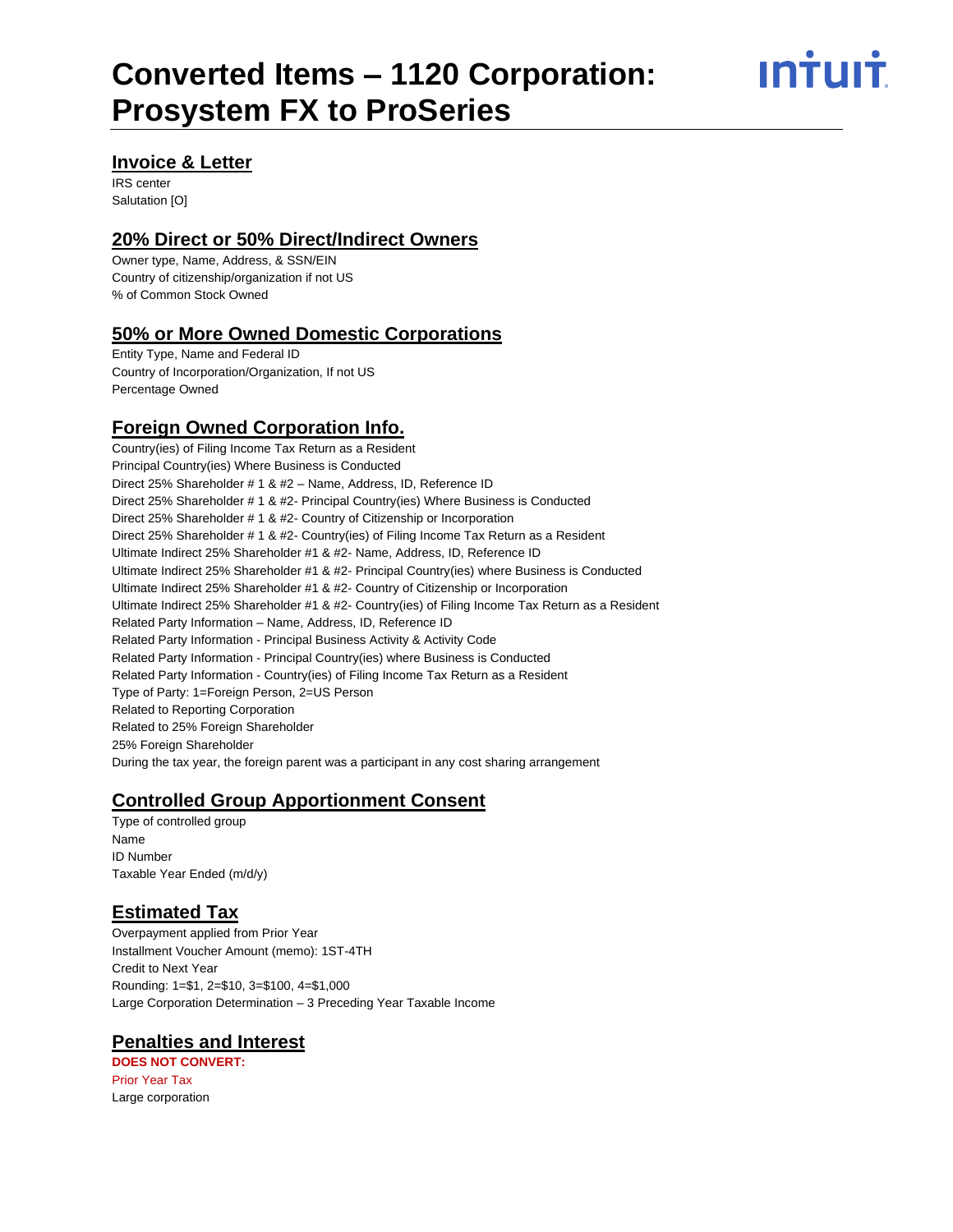# Converted Items – 1120 Corporation: Prosystem FX to ProSeries

## Invoice & Letter

IRS center
Salutation [O]

## 20% Direct or 50% Direct/Indirect Owners

Owner type, Name, Address, & SSN/EIN
Country of citizenship/organization if not US
% of Common Stock Owned

## 50% or More Owned Domestic Corporations

Entity Type, Name and Federal ID
Country of Incorporation/Organization, If not US
Percentage Owned

## Foreign Owned Corporation Info.

Country(ies) of Filing Income Tax Return as a Resident
Principal Country(ies) Where Business is Conducted
Direct 25% Shareholder # 1 & #2 – Name, Address, ID, Reference ID
Direct 25% Shareholder # 1 & #2- Principal Country(ies) Where Business is Conducted
Direct 25% Shareholder # 1 & #2- Country of Citizenship or Incorporation
Direct 25% Shareholder # 1 & #2- Country(ies) of Filing Income Tax Return as a Resident
Ultimate Indirect 25% Shareholder #1 & #2- Name, Address, ID, Reference ID
Ultimate Indirect 25% Shareholder #1 & #2- Principal Country(ies) where Business is Conducted
Ultimate Indirect 25% Shareholder #1 & #2- Country of Citizenship or Incorporation
Ultimate Indirect 25% Shareholder #1 & #2- Country(ies) of Filing Income Tax Return as a Resident
Related Party Information – Name, Address, ID, Reference ID
Related Party Information - Principal Business Activity & Activity Code
Related Party Information - Principal Country(ies) where Business is Conducted
Related Party Information - Country(ies) of Filing Income Tax Return as a Resident
Type of Party: 1=Foreign Person, 2=US Person
Related to Reporting Corporation
Related to 25% Foreign Shareholder
25% Foreign Shareholder
During the tax year, the foreign parent was a participant in any cost sharing arrangement

## Controlled Group Apportionment Consent

Type of controlled group
Name
ID Number
Taxable Year Ended (m/d/y)

## Estimated Tax

Overpayment applied from Prior Year
Installment Voucher Amount (memo): 1ST-4TH
Credit to Next Year
Rounding: 1=$1, 2=$10, 3=$100, 4=$1,000
Large Corporation Determination – 3 Preceding Year Taxable Income

## Penalties and Interest

**DOES NOT CONVERT:**
Prior Year Tax
Large corporation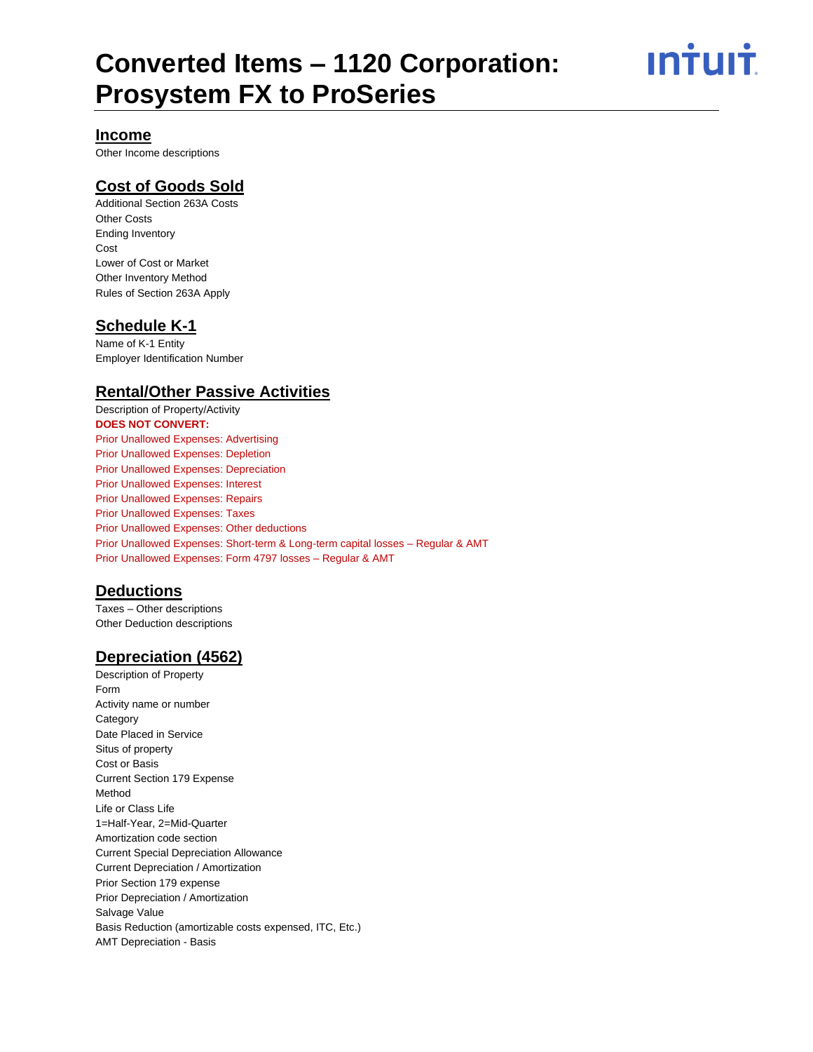# Converted Items – 1120 Corporation: Prosystem FX to ProSeries

## Income

Other Income descriptions

## Cost of Goods Sold

Additional Section 263A Costs
Other Costs
Ending Inventory
Cost
Lower of Cost or Market
Other Inventory Method
Rules of Section 263A Apply

## Schedule K-1

Name of K-1 Entity
Employer Identification Number

## Rental/Other Passive Activities

Description of Property/Activity

**DOES NOT CONVERT:**

Prior Unallowed Expenses: Advertising
Prior Unallowed Expenses: Depletion
Prior Unallowed Expenses: Depreciation
Prior Unallowed Expenses: Interest
Prior Unallowed Expenses: Repairs
Prior Unallowed Expenses: Taxes
Prior Unallowed Expenses: Other deductions
Prior Unallowed Expenses: Short-term & Long-term capital losses – Regular & AMT
Prior Unallowed Expenses: Form 4797 losses – Regular & AMT

## Deductions

Taxes – Other descriptions
Other Deduction descriptions

## Depreciation (4562)

Description of Property
Form
Activity name or number
Category
Date Placed in Service
Situs of property
Cost or Basis
Current Section 179 Expense
Method
Life or Class Life
1=Half-Year, 2=Mid-Quarter
Amortization code section
Current Special Depreciation Allowance
Current Depreciation / Amortization
Prior Section 179 expense
Prior Depreciation / Amortization
Salvage Value
Basis Reduction (amortizable costs expensed, ITC, Etc.)
AMT Depreciation - Basis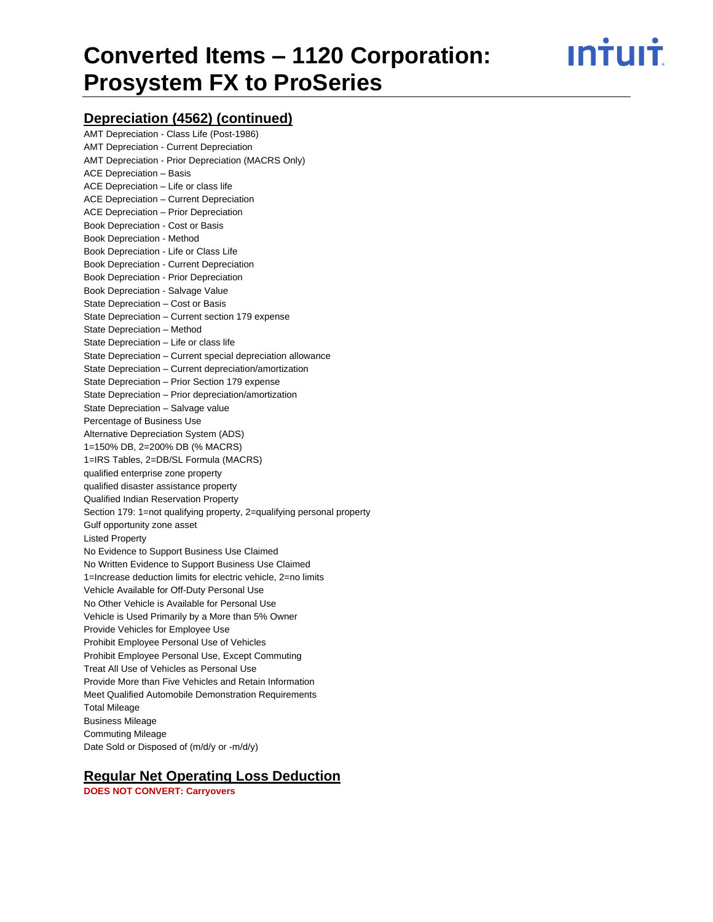## Depreciation (4562) (continued)

AMT Depreciation - Class Life (Post-1986)
AMT Depreciation - Current Depreciation
AMT Depreciation - Prior Depreciation (MACRS Only)
ACE Depreciation – Basis
ACE Depreciation – Life or class life
ACE Depreciation – Current Depreciation
ACE Depreciation – Prior Depreciation
Book Depreciation - Cost or Basis
Book Depreciation - Method
Book Depreciation - Life or Class Life
Book Depreciation - Current Depreciation
Book Depreciation - Prior Depreciation
Book Depreciation - Salvage Value
State Depreciation – Cost or Basis
State Depreciation – Current section 179 expense
State Depreciation – Method
State Depreciation – Life or class life
State Depreciation – Current special depreciation allowance
State Depreciation – Current depreciation/amortization
State Depreciation – Prior Section 179 expense
State Depreciation – Prior depreciation/amortization
State Depreciation – Salvage value
Percentage of Business Use
Alternative Depreciation System (ADS)
1=150% DB, 2=200% DB (% MACRS)
1=IRS Tables, 2=DB/SL Formula (MACRS)
qualified enterprise zone property
qualified disaster assistance property
Qualified Indian Reservation Property
Section 179: 1=not qualifying property, 2=qualifying personal property
Gulf opportunity zone asset
Listed Property
No Evidence to Support Business Use Claimed
No Written Evidence to Support Business Use Claimed
1=Increase deduction limits for electric vehicle, 2=no limits
Vehicle Available for Off-Duty Personal Use
No Other Vehicle is Available for Personal Use
Vehicle is Used Primarily by a More than 5% Owner
Provide Vehicles for Employee Use
Prohibit Employee Personal Use of Vehicles
Prohibit Employee Personal Use, Except Commuting
Treat All Use of Vehicles as Personal Use
Provide More than Five Vehicles and Retain Information
Meet Qualified Automobile Demonstration Requirements
Total Mileage
Business Mileage
Commuting Mileage
Date Sold or Disposed of (m/d/y or -m/d/y)

## Regular Net Operating Loss Deduction

**DOES NOT CONVERT: Carryovers**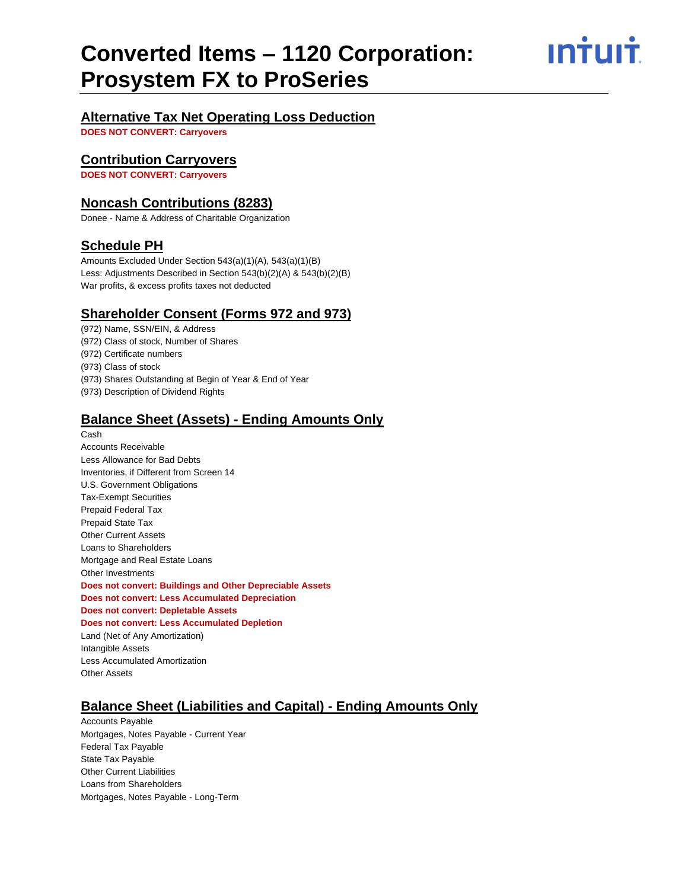# Converted Items – 1120 Corporation: Prosystem FX to ProSeries

## Alternative Tax Net Operating Loss Deduction

**DOES NOT CONVERT: Carryovers**

## Contribution Carryovers

**DOES NOT CONVERT: Carryovers**

## Noncash Contributions (8283)

Donee - Name & Address of Charitable Organization

## Schedule PH

Amounts Excluded Under Section 543(a)(1)(A), 543(a)(1)(B)
Less: Adjustments Described in Section 543(b)(2)(A) & 543(b)(2)(B)
War profits, & excess profits taxes not deducted

## Shareholder Consent (Forms 972 and 973)

(972) Name, SSN/EIN, & Address
(972) Class of stock, Number of Shares
(972) Certificate numbers
(973) Class of stock
(973) Shares Outstanding at Begin of Year & End of Year
(973) Description of Dividend Rights

## Balance Sheet (Assets) - Ending Amounts Only

Cash
Accounts Receivable
Less Allowance for Bad Debts
Inventories, if Different from Screen 14
U.S. Government Obligations
Tax-Exempt Securities
Prepaid Federal Tax
Prepaid State Tax
Other Current Assets
Loans to Shareholders
Mortgage and Real Estate Loans
Other Investments
**Does not convert: Buildings and Other Depreciable Assets**
**Does not convert: Less Accumulated Depreciation**
**Does not convert: Depletable Assets**
**Does not convert: Less Accumulated Depletion**
Land (Net of Any Amortization)
Intangible Assets
Less Accumulated Amortization
Other Assets

## Balance Sheet (Liabilities and Capital) - Ending Amounts Only

Accounts Payable
Mortgages, Notes Payable - Current Year
Federal Tax Payable
State Tax Payable
Other Current Liabilities
Loans from Shareholders
Mortgages, Notes Payable - Long-Term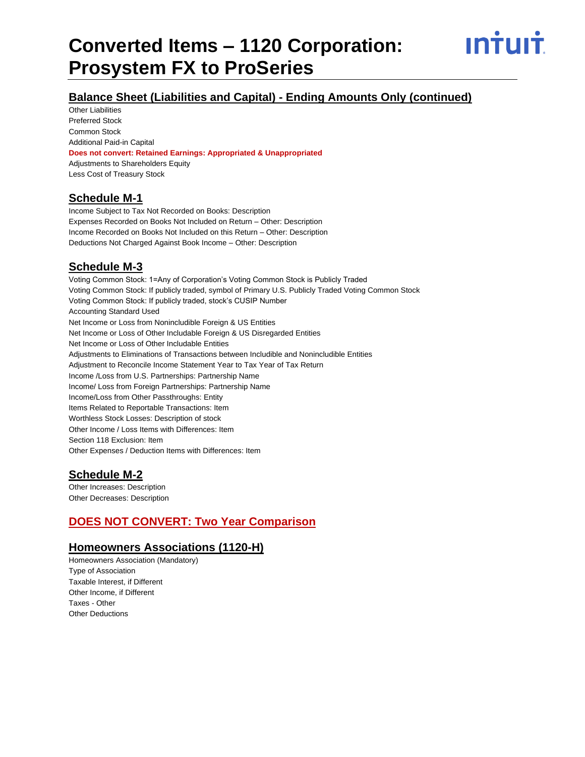## Balance Sheet (Liabilities and Capital) - Ending Amounts Only (continued)

Other Liabilities
Preferred Stock
Common Stock
Additional Paid-in Capital
**Does not convert: Retained Earnings: Appropriated & Unappropriated**
Adjustments to Shareholders Equity
Less Cost of Treasury Stock

## Schedule M-1

Income Subject to Tax Not Recorded on Books: Description
Expenses Recorded on Books Not Included on Return – Other: Description
Income Recorded on Books Not Included on this Return – Other: Description
Deductions Not Charged Against Book Income – Other: Description

## Schedule M-3

Voting Common Stock: 1=Any of Corporation's Voting Common Stock is Publicly Traded
Voting Common Stock: If publicly traded, symbol of Primary U.S. Publicly Traded Voting Common Stock
Voting Common Stock: If publicly traded, stock's CUSIP Number
Accounting Standard Used
Net Income or Loss from Nonincludible Foreign & US Entities
Net Income or Loss of Other Includable Foreign & US Disregarded Entities
Net Income or Loss of Other Includable Entities
Adjustments to Eliminations of Transactions between Includible and Nonincludible Entities
Adjustment to Reconcile Income Statement Year to Tax Year of Tax Return
Income /Loss from U.S. Partnerships: Partnership Name
Income/ Loss from Foreign Partnerships: Partnership Name
Income/Loss from Other Passthroughs: Entity
Items Related to Reportable Transactions: Item
Worthless Stock Losses: Description of stock
Other Income / Loss Items with Differences: Item
Section 118 Exclusion: Item
Other Expenses / Deduction Items with Differences: Item

## Schedule M-2

Other Increases: Description
Other Decreases: Description

## DOES NOT CONVERT: Two Year Comparison

## Homeowners Associations (1120-H)

Homeowners Association (Mandatory)
Type of Association
Taxable Interest, if Different
Other Income, if Different
Taxes - Other
Other Deductions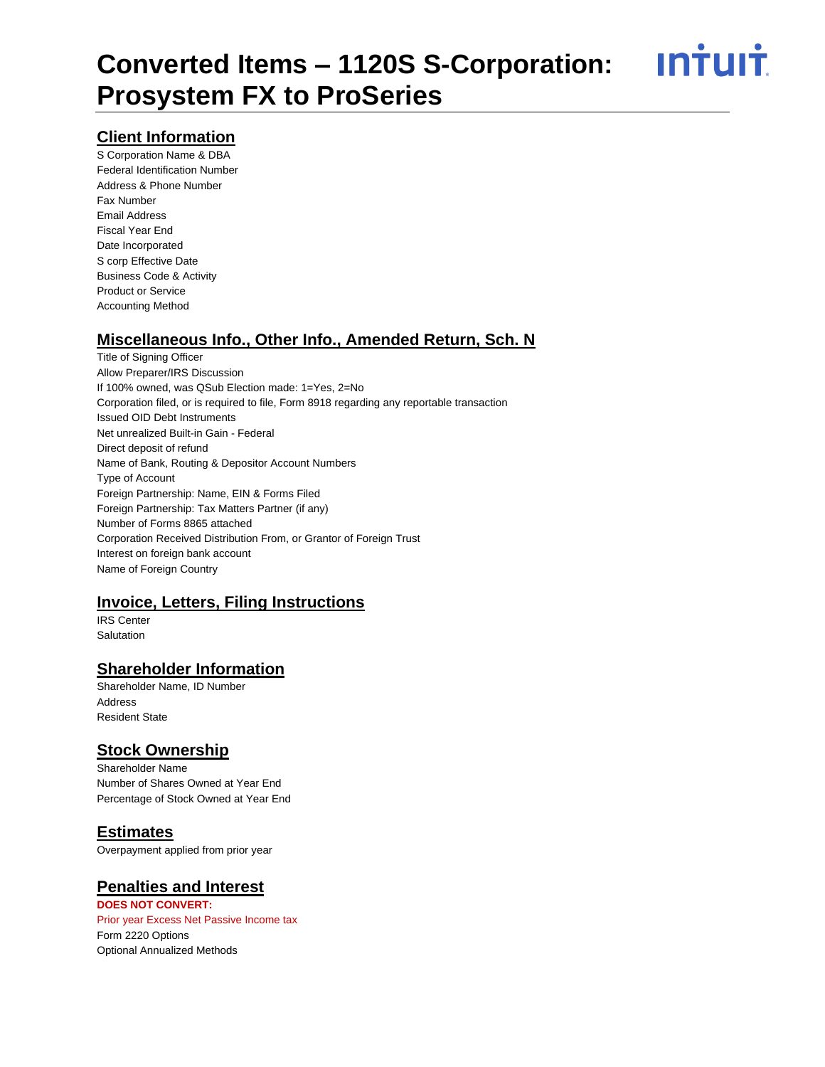# Converted Items – 1120S S-Corporation: Prosystem FX to ProSeries

## Client Information

S Corporation Name & DBA
Federal Identification Number
Address & Phone Number
Fax Number
Email Address
Fiscal Year End
Date Incorporated
S corp Effective Date
Business Code & Activity
Product or Service
Accounting Method

## Miscellaneous Info., Other Info., Amended Return, Sch. N

Title of Signing Officer
Allow Preparer/IRS Discussion
If 100% owned, was QSub Election made: 1=Yes, 2=No
Corporation filed, or is required to file, Form 8918 regarding any reportable transaction
Issued OID Debt Instruments
Net unrealized Built-in Gain - Federal
Direct deposit of refund
Name of Bank, Routing & Depositor Account Numbers
Type of Account
Foreign Partnership: Name, EIN & Forms Filed
Foreign Partnership: Tax Matters Partner (if any)
Number of Forms 8865 attached
Corporation Received Distribution From, or Grantor of Foreign Trust
Interest on foreign bank account
Name of Foreign Country

## Invoice, Letters, Filing Instructions

IRS Center
Salutation

## Shareholder Information

Shareholder Name, ID Number
Address
Resident State

## Stock Ownership

Shareholder Name
Number of Shares Owned at Year End
Percentage of Stock Owned at Year End

## Estimates

Overpayment applied from prior year

## Penalties and Interest

**DOES NOT CONVERT:**
Prior year Excess Net Passive Income tax
Form 2220 Options
Optional Annualized Methods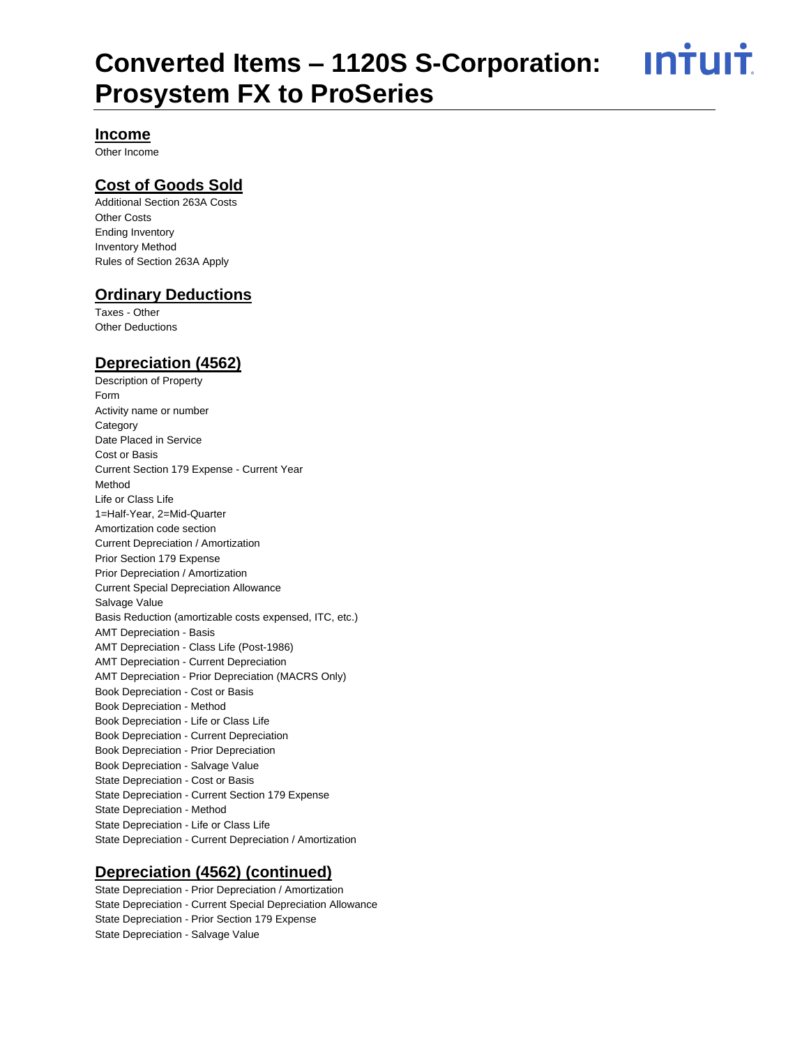# Converted Items – 1120S S-Corporation: Prosystem FX to ProSeries

## Income

Other Income

## Cost of Goods Sold

Additional Section 263A Costs
Other Costs
Ending Inventory
Inventory Method
Rules of Section 263A Apply

## Ordinary Deductions

Taxes - Other
Other Deductions

## Depreciation (4562)

Description of Property
Form
Activity name or number
Category
Date Placed in Service
Cost or Basis
Current Section 179 Expense - Current Year
Method
Life or Class Life
1=Half-Year, 2=Mid-Quarter
Amortization code section
Current Depreciation / Amortization
Prior Section 179 Expense
Prior Depreciation / Amortization
Current Special Depreciation Allowance
Salvage Value
Basis Reduction (amortizable costs expensed, ITC, etc.)
AMT Depreciation - Basis
AMT Depreciation - Class Life (Post-1986)
AMT Depreciation - Current Depreciation
AMT Depreciation - Prior Depreciation (MACRS Only)
Book Depreciation - Cost or Basis
Book Depreciation - Method
Book Depreciation - Life or Class Life
Book Depreciation - Current Depreciation
Book Depreciation - Prior Depreciation
Book Depreciation - Salvage Value
State Depreciation - Cost or Basis
State Depreciation - Current Section 179 Expense
State Depreciation - Method
State Depreciation - Life or Class Life
State Depreciation - Current Depreciation / Amortization

## Depreciation (4562) (continued)

State Depreciation - Prior Depreciation / Amortization
State Depreciation - Current Special Depreciation Allowance
State Depreciation - Prior Section 179 Expense
State Depreciation - Salvage Value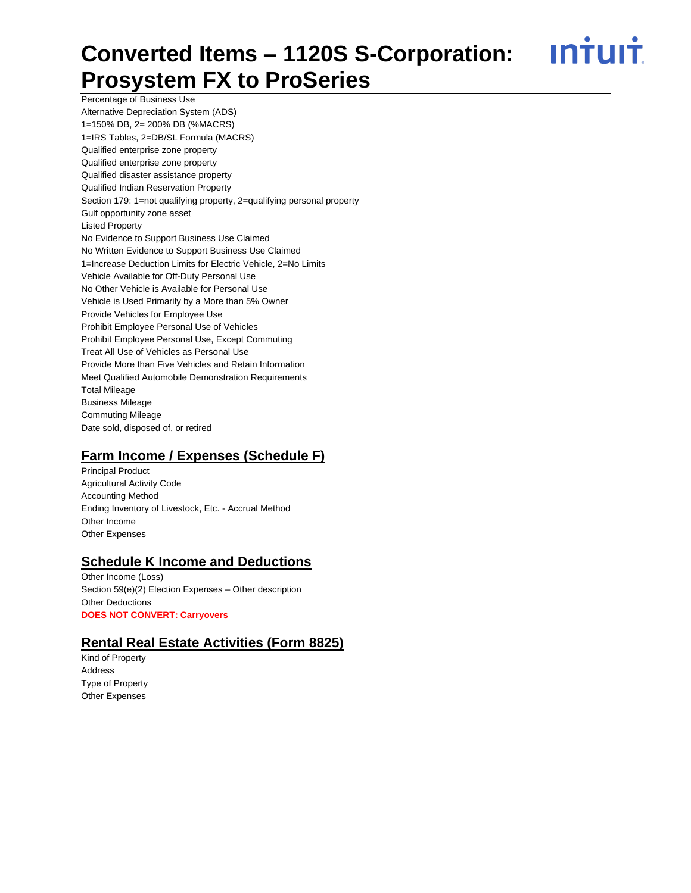Percentage of Business Use
Alternative Depreciation System (ADS)
1=150% DB, 2= 200% DB (%MACRS)
1=IRS Tables, 2=DB/SL Formula (MACRS)
Qualified enterprise zone property
Qualified enterprise zone property
Qualified disaster assistance property
Qualified Indian Reservation Property
Section 179: 1=not qualifying property, 2=qualifying personal property
Gulf opportunity zone asset
Listed Property
No Evidence to Support Business Use Claimed
No Written Evidence to Support Business Use Claimed
1=Increase Deduction Limits for Electric Vehicle, 2=No Limits
Vehicle Available for Off-Duty Personal Use
No Other Vehicle is Available for Personal Use
Vehicle is Used Primarily by a More than 5% Owner
Provide Vehicles for Employee Use
Prohibit Employee Personal Use of Vehicles
Prohibit Employee Personal Use, Except Commuting
Treat All Use of Vehicles as Personal Use
Provide More than Five Vehicles and Retain Information
Meet Qualified Automobile Demonstration Requirements
Total Mileage
Business Mileage
Commuting Mileage
Date sold, disposed of, or retired

## Farm Income / Expenses (Schedule F)

Principal Product
Agricultural Activity Code
Accounting Method
Ending Inventory of Livestock, Etc. - Accrual Method
Other Income
Other Expenses

## Schedule K Income and Deductions

Other Income (Loss)
Section 59(e)(2) Election Expenses – Other description
Other Deductions
**DOES NOT CONVERT: Carryovers**

## Rental Real Estate Activities (Form 8825)

Kind of Property
Address
Type of Property
Other Expenses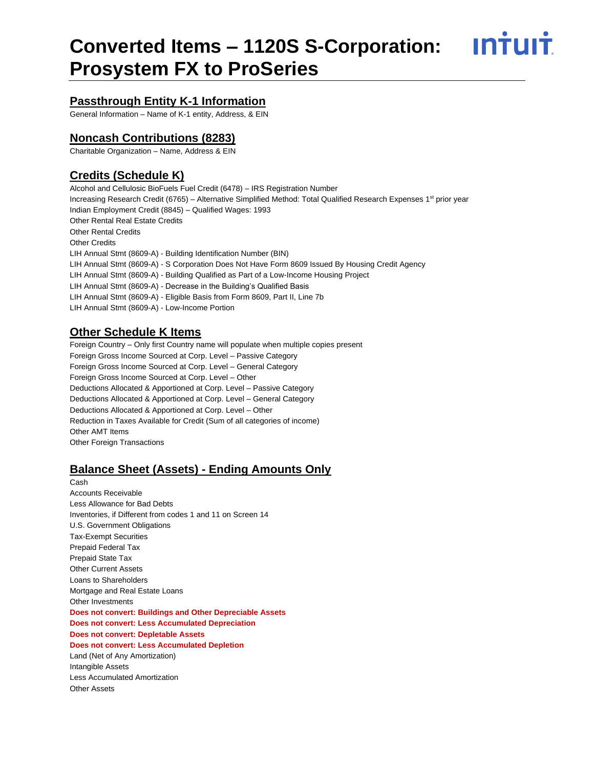# Converted Items – 1120S S-Corporation: Prosystem FX to ProSeries

## Passthrough Entity K-1 Information

General Information – Name of K-1 entity, Address, & EIN

## Noncash Contributions (8283)

Charitable Organization – Name, Address & EIN

## Credits (Schedule K)

Alcohol and Cellulosic BioFuels Fuel Credit (6478) – IRS Registration Number
Increasing Research Credit (6765) – Alternative Simplified Method: Total Qualified Research Expenses 1st prior year
Indian Employment Credit (8845) – Qualified Wages: 1993
Other Rental Real Estate Credits
Other Rental Credits
Other Credits
LIH Annual Stmt (8609-A) - Building Identification Number (BIN)
LIH Annual Stmt (8609-A) - S Corporation Does Not Have Form 8609 Issued By Housing Credit Agency
LIH Annual Stmt (8609-A) - Building Qualified as Part of a Low-Income Housing Project
LIH Annual Stmt (8609-A) - Decrease in the Building's Qualified Basis
LIH Annual Stmt (8609-A) - Eligible Basis from Form 8609, Part II, Line 7b
LIH Annual Stmt (8609-A) - Low-Income Portion

## Other Schedule K Items

Foreign Country – Only first Country name will populate when multiple copies present
Foreign Gross Income Sourced at Corp. Level – Passive Category
Foreign Gross Income Sourced at Corp. Level – General Category
Foreign Gross Income Sourced at Corp. Level – Other
Deductions Allocated & Apportioned at Corp. Level – Passive Category
Deductions Allocated & Apportioned at Corp. Level – General Category
Deductions Allocated & Apportioned at Corp. Level – Other
Reduction in Taxes Available for Credit (Sum of all categories of income)
Other AMT Items
Other Foreign Transactions

## Balance Sheet (Assets) - Ending Amounts Only

Cash
Accounts Receivable
Less Allowance for Bad Debts
Inventories, if Different from codes 1 and 11 on Screen 14
U.S. Government Obligations
Tax-Exempt Securities
Prepaid Federal Tax
Prepaid State Tax
Other Current Assets
Loans to Shareholders
Mortgage and Real Estate Loans
Other Investments
**Does not convert: Buildings and Other Depreciable Assets**
**Does not convert: Less Accumulated Depreciation**
**Does not convert: Depletable Assets**
**Does not convert: Less Accumulated Depletion**
Land (Net of Any Amortization)
Intangible Assets
Less Accumulated Amortization
Other Assets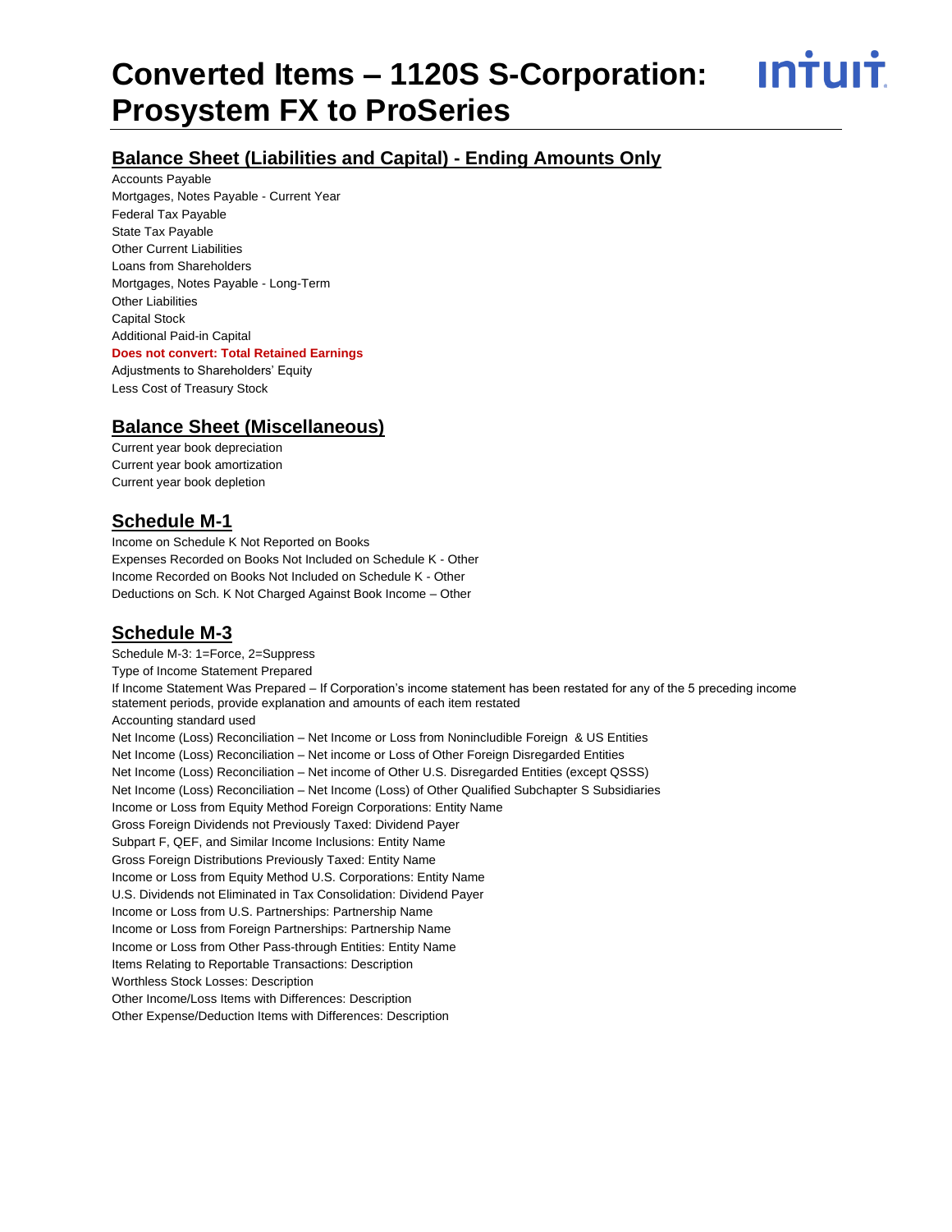# Converted Items – 1120S S-Corporation: Prosystem FX to ProSeries

## Balance Sheet (Liabilities and Capital) - Ending Amounts Only

Accounts Payable
Mortgages, Notes Payable - Current Year
Federal Tax Payable
State Tax Payable
Other Current Liabilities
Loans from Shareholders
Mortgages, Notes Payable - Long-Term
Other Liabilities
Capital Stock
Additional Paid-in Capital
**Does not convert: Total Retained Earnings**
Adjustments to Shareholders' Equity
Less Cost of Treasury Stock

## Balance Sheet (Miscellaneous)

Current year book depreciation
Current year book amortization
Current year book depletion

## Schedule M-1

Income on Schedule K Not Reported on Books
Expenses Recorded on Books Not Included on Schedule K - Other
Income Recorded on Books Not Included on Schedule K - Other
Deductions on Sch. K Not Charged Against Book Income – Other

## Schedule M-3

Schedule M-3: 1=Force, 2=Suppress
Type of Income Statement Prepared
If Income Statement Was Prepared – If Corporation's income statement has been restated for any of the 5 preceding income statement periods, provide explanation and amounts of each item restated
Accounting standard used
Net Income (Loss) Reconciliation – Net Income or Loss from Nonincludible Foreign & US Entities
Net Income (Loss) Reconciliation – Net income or Loss of Other Foreign Disregarded Entities
Net Income (Loss) Reconciliation – Net income of Other U.S. Disregarded Entities (except QSSS)
Net Income (Loss) Reconciliation – Net Income (Loss) of Other Qualified Subchapter S Subsidiaries
Income or Loss from Equity Method Foreign Corporations: Entity Name
Gross Foreign Dividends not Previously Taxed: Dividend Payer
Subpart F, QEF, and Similar Income Inclusions: Entity Name
Gross Foreign Distributions Previously Taxed: Entity Name
Income or Loss from Equity Method U.S. Corporations: Entity Name
U.S. Dividends not Eliminated in Tax Consolidation: Dividend Payer
Income or Loss from U.S. Partnerships: Partnership Name
Income or Loss from Foreign Partnerships: Partnership Name
Income or Loss from Other Pass-through Entities: Entity Name
Items Relating to Reportable Transactions: Description
Worthless Stock Losses: Description
Other Income/Loss Items with Differences: Description
Other Expense/Deduction Items with Differences: Description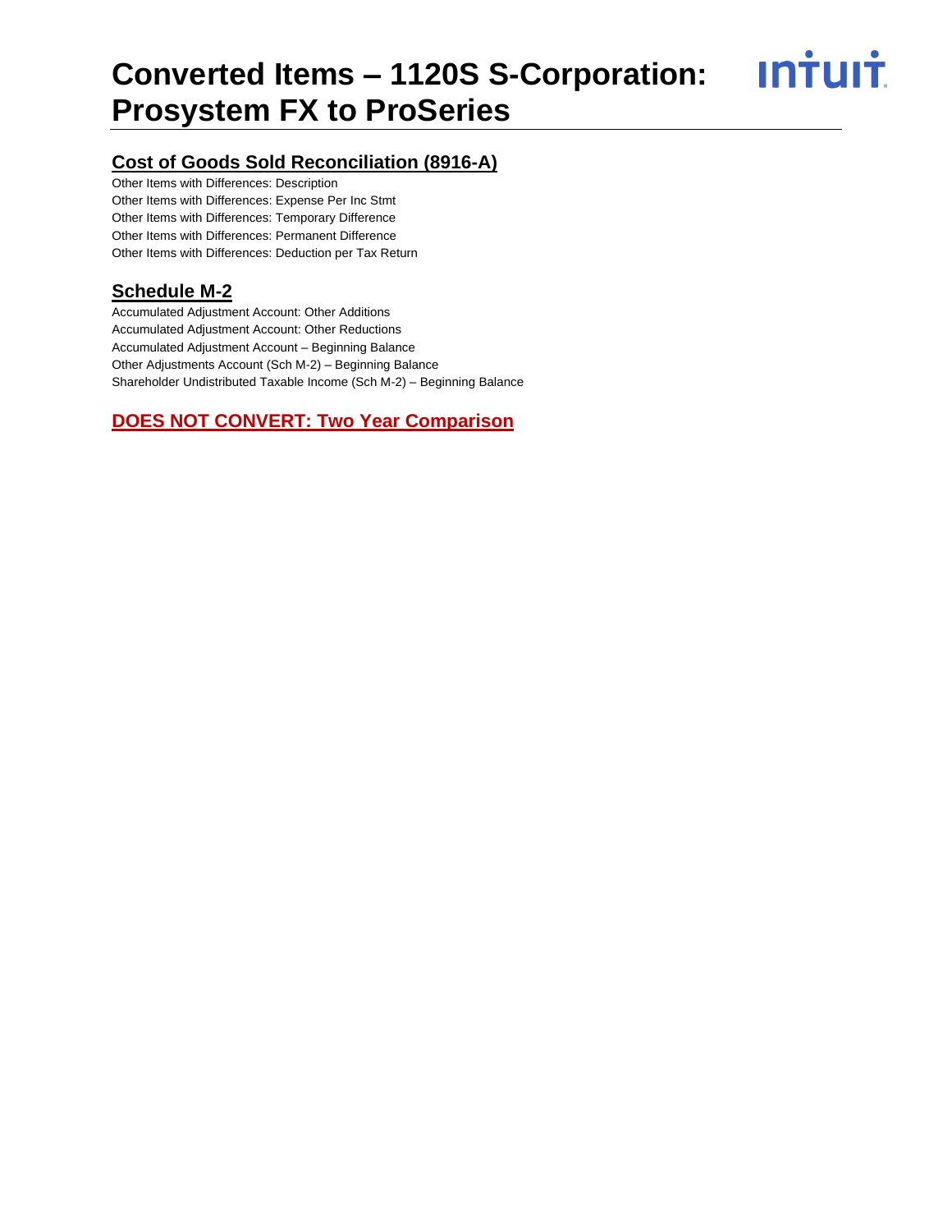# Converted Items – 1120S S-Corporation: Prosystem FX to ProSeries

## Cost of Goods Sold Reconciliation (8916-A)

Other Items with Differences: Description
Other Items with Differences: Expense Per Inc Stmt
Other Items with Differences: Temporary Difference
Other Items with Differences: Permanent Difference
Other Items with Differences: Deduction per Tax Return

## Schedule M-2

Accumulated Adjustment Account: Other Additions
Accumulated Adjustment Account: Other Reductions
Accumulated Adjustment Account – Beginning Balance
Other Adjustments Account (Sch M-2) – Beginning Balance
Shareholder Undistributed Taxable Income (Sch M-2) – Beginning Balance

## DOES NOT CONVERT: Two Year Comparison